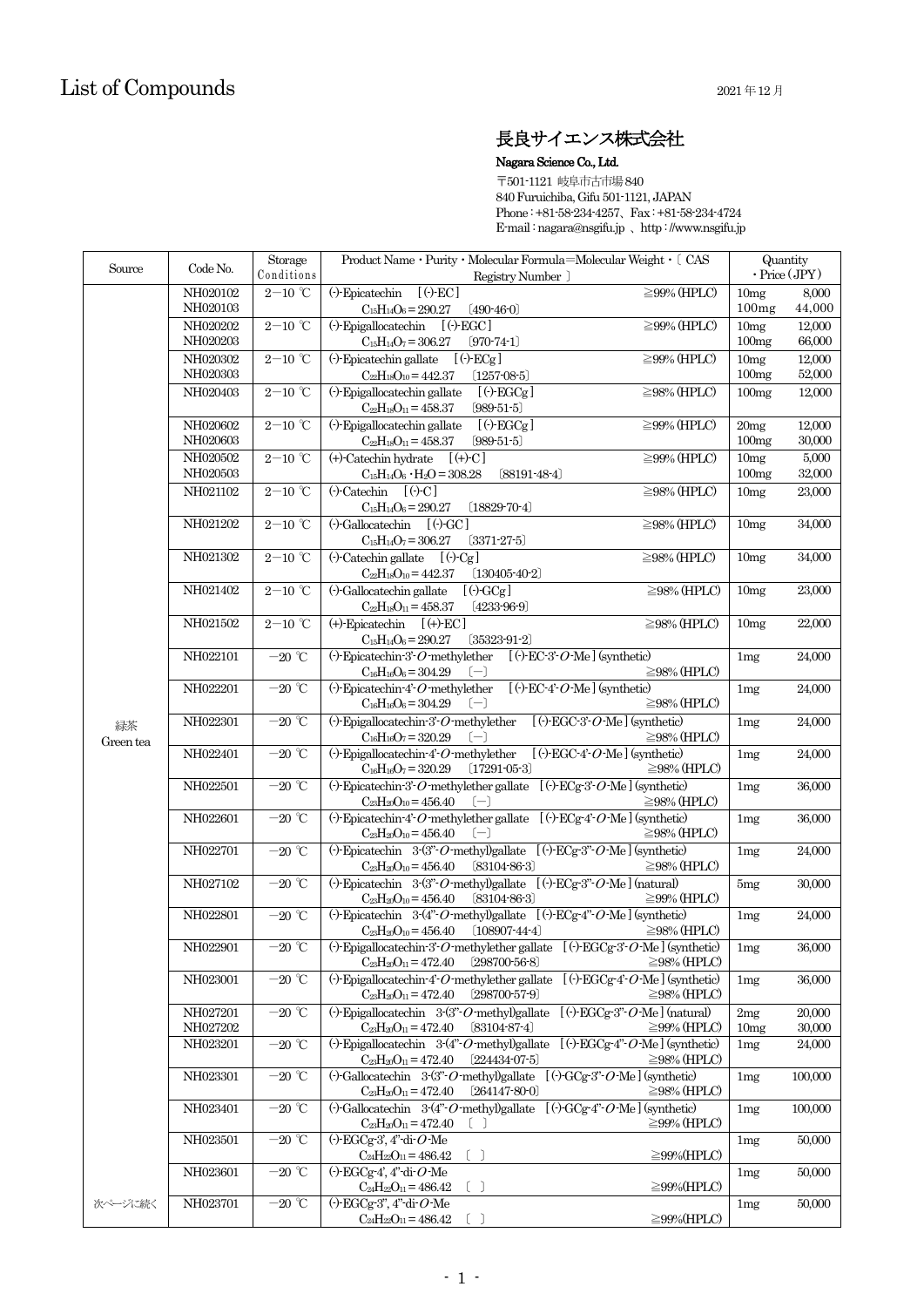# List of Compounds

2021 年12 月

## 長良サイエンス株式会社

**Nagara Science Co., Ltd.**

〒501-1121 岐阜市古市場840
840 Furuichiba, Gifu 501-1121, JAPAN
Phone : +81-58-234-4257、Fax : +81-58-234-4724
E-mail : nagara@nsgifu.jp 、http : //www.nsgifu.jp

| Source | Code No. | Storage Conditions | Product Name・Purity・Molecular Formula=Molecular Weight・〔 CAS Registry Number 〕 | Quantity ・Price (JPY) |
|---|---|---|---|---|
| 緑茶 Green tea | NH020102<br>NH020103 | 2−10 ℃ | (-)-Epicatechin [(-)-EC] ≧99% (HPLC)<br>$C_{15}H_{14}O_6$ = 290.27 〔490-46-0〕 | 10mg 8,000<br>100mg 44,000 |
| | NH020202<br>NH020203 | 2−10 ℃ | (-)-Epigallocatechin [(-)-EGC] ≧99% (HPLC)<br>$C_{15}H_{14}O_7$ = 306.27 〔970-74-1〕 | 10mg 12,000<br>100mg 66,000 |
| | NH020302<br>NH020303 | 2−10 ℃ | (-)-Epicatechin gallate [(-)-ECg] ≧99% (HPLC)<br>$C_{22}H_{18}O_{10}$ = 442.37 〔1257-08-5〕 | 10mg 12,000<br>100mg 52,000 |
| | NH020403 | 2−10 ℃ | (-)-Epigallocatechin gallate [(-)-EGCg] ≧98% (HPLC)<br>$C_{22}H_{18}O_{11}$ = 458.37 〔989-51-5〕 | 100mg 12,000 |
| | NH020602<br>NH020603 | 2−10 ℃ | (-)-Epigallocatechin gallate [(-)-EGCg] ≧99% (HPLC)<br>$C_{22}H_{18}O_{11}$ = 458.37 〔989-51-5〕 | 20mg 12,000<br>100mg 30,000 |
| | NH020502<br>NH020503 | 2−10 ℃ | (+)-Catechin hydrate [(+)-C] ≧99% (HPLC)<br>$C_{15}H_{14}O_6 \cdot H_2O$ = 308.28 〔88191-48-4〕 | 10mg 5,000<br>100mg 32,000 |
| | NH021102 | 2−10 ℃ | (-)-Catechin [(-)-C] ≧98% (HPLC)<br>$C_{15}H_{14}O_6$ = 290.27 〔18829-70-4〕 | 10mg 23,000 |
| | NH021202 | 2−10 ℃ | (-)-Gallocatechin [(-)-GC] ≧98% (HPLC)<br>$C_{15}H_{14}O_7$ = 306.27 〔3371-27-5〕 | 10mg 34,000 |
| | NH021302 | 2−10 ℃ | (-)-Catechin gallate [(-)-Cg] ≧98% (HPLC)<br>$C_{22}H_{18}O_{10}$ = 442.37 〔130405-40-2〕 | 10mg 34,000 |
| | NH021402 | 2−10 ℃ | (-)-Gallocatechin gallate [(-)-GCg] ≧98% (HPLC)<br>$C_{22}H_{18}O_{11}$ = 458.37 〔4233-96-9〕 | 10mg 23,000 |
| | NH021502 | 2−10 ℃ | (+)-Epicatechin [(+)-EC] ≧98% (HPLC)<br>$C_{15}H_{14}O_6$ = 290.27 〔35323-91-2〕 | 10mg 22,000 |
| | NH022101 | −20 ℃ | (-)-Epicatechin-3'-*O*-methylether [(-)-EC-3'-*O*-Me] (synthetic)<br>$C_{16}H_{16}O_6$ = 304.29 〔−〕 ≧98% (HPLC) | 1mg 24,000 |
| | NH022201 | −20 ℃ | (-)-Epicatechin-4'-*O*-methylether [(-)-EC-4'-*O*-Me] (synthetic)<br>$C_{16}H_{16}O_6$ = 304.29 〔−〕 ≧98% (HPLC) | 1mg 24,000 |
| | NH022301 | −20 ℃ | (-)-Epigallocatechin-3'-*O*-methylether [(-)-EGC-3'-*O*-Me] (synthetic)<br>$C_{16}H_{16}O_7$ = 320.29 〔−〕 ≧98% (HPLC) | 1mg 24,000 |
| | NH022401 | −20 ℃ | (-)-Epigallocatechin-4'-*O*-methylether [(-)-EGC-4'-*O*-Me] (synthetic)<br>$C_{16}H_{16}O_7$ = 320.29 〔17291-05-3〕 ≧98% (HPLC) | 1mg 24,000 |
| | NH022501 | −20 ℃ | (-)-Epicatechin-3'-*O*-methylether gallate [(-)-ECg-3'-*O*-Me] (synthetic)<br>$C_{23}H_{20}O_{10}$ = 456.40 〔−〕 ≧98% (HPLC) | 1mg 36,000 |
| | NH022601 | −20 ℃ | (-)-Epicatechin-4'-*O*-methylether gallate [(-)-ECg-4'-*O*-Me] (synthetic)<br>$C_{23}H_{20}O_{10}$ = 456.40 〔−〕 ≧98% (HPLC) | 1mg 36,000 |
| | NH022701 | −20 ℃ | (-)-Epicatechin 3-(3''-*O*-methyl)gallate [(-)-ECg-3''-*O*-Me] (synthetic)<br>$C_{23}H_{20}O_{10}$ = 456.40 〔83104-86-3〕 ≧98% (HPLC) | 1mg 24,000 |
| | NH027102 | −20 ℃ | (-)-Epicatechin 3-(3''-*O*-methyl)gallate [(-)-ECg-3''-*O*-Me] (natural)<br>$C_{23}H_{20}O_{10}$ = 456.40 〔83104-86-3〕 ≧99% (HPLC) | 5mg 30,000 |
| | NH022801 | −20 ℃ | (-)-Epicatechin 3-(4''-*O*-methyl)gallate [(-)-ECg-4''-*O*-Me] (synthetic)<br>$C_{23}H_{20}O_{10}$ = 456.40 〔108907-44-4〕 ≧98% (HPLC) | 1mg 24,000 |
| | NH022901 | −20 ℃ | (-)-Epigallocatechin-3'-*O*-methylether gallate [(-)-EGCg-3'-*O*-Me] (synthetic)<br>$C_{23}H_{20}O_{11}$ = 472.40 〔298700-56-8〕 ≧98% (HPLC) | 1mg 36,000 |
| | NH023001 | −20 ℃ | (-)-Epigallocatechin-4'-*O*-methylether gallate [(-)-EGCg-4'-*O*-Me] (synthetic)<br>$C_{23}H_{20}O_{11}$ = 472.40 〔298700-57-9〕 ≧98% (HPLC) | 1mg 36,000 |
| | NH027201<br>NH027202 | −20 ℃ | (-)-Epigallocatechin 3-(3''-*O*-methyl)gallate [(-)-EGCg-3''-*O*-Me] (natural)<br>$C_{23}H_{20}O_{11}$ = 472.40 〔83104-87-4〕 ≧99% (HPLC) | 2mg 20,000<br>10mg 30,000 |
| | NH023201 | −20 ℃ | (-)-Epigallocatechin 3-(4''-*O*-methyl)gallate [(-)-EGCg-4''-*O*-Me] (synthetic)<br>$C_{23}H_{20}O_{11}$ = 472.40 〔224434-07-5〕 ≧98% (HPLC) | 1mg 24,000 |
| | NH023301 | −20 ℃ | (-)-Gallocatechin 3-(3''-*O*-methyl)gallate [(-)-GCg-3''-*O*-Me] (synthetic)<br>$C_{23}H_{20}O_{11}$ = 472.40 〔264147-80-0〕 ≧98% (HPLC) | 1mg 100,000 |
| | NH023401 | −20 ℃ | (-)-Gallocatechin 3-(4''-*O*-methyl)gallate [(-)-GCg-4''-*O*-Me] (synthetic)<br>$C_{23}H_{20}O_{11}$ = 472.40 〔 〕 ≧99% (HPLC) | 1mg 100,000 |
| | NH023501 | −20 ℃ | (-)-EGCg-3', 4''-di-*O*-Me<br>$C_{24}H_{22}O_{11}$ = 486.42 〔 〕 ≧99%(HPLC) | 1mg 50,000 |
| | NH023601 | −20 ℃ | (-)-EGCg-4', 4''-di-*O*-Me<br>$C_{24}H_{22}O_{11}$ = 486.42 〔 〕 ≧99%(HPLC) | 1mg 50,000 |
| 次ページに続く | NH023701 | −20 ℃ | (-)-EGCg-3'', 4''-di-*O*-Me<br>$C_{24}H_{22}O_{11}$ = 486.42 〔 〕 ≧99%(HPLC) | 1mg 50,000 |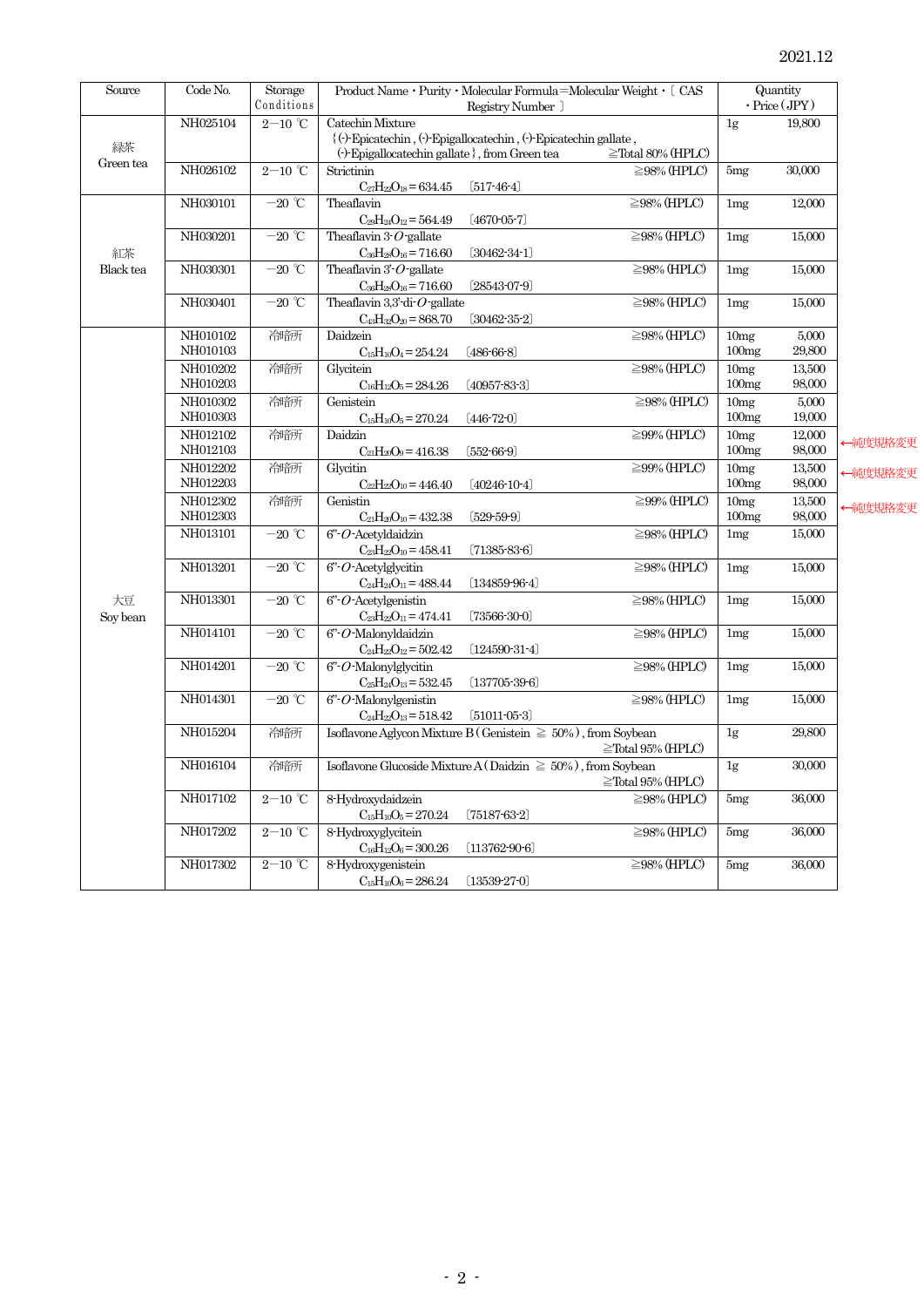2021.12

| Source | Code No. | Storage Conditions | Product Name・Purity・Molecular Formula=Molecular Weight・〔 CAS Registry Number 〕 | Quantity ・Price (JPY) | |
|---|---|---|---|---|---|
| 緑茶 Green tea | NH025104 | 2－10 ℃ | Catechin Mixture {(-)-Epicatechin , (-)-Epigallocatechin , (-)-Epicatechin gallate , (-)-Epigallocatechin gallate } , from Green tea ≧Total 80% (HPLC) | 1g 19,800 | |
| | NH026102 | 2－10 ℃ | Strictinin ≧98% (HPLC) $C_{27}H_{22}O_{18}$ = 634.45 〔517-46-4〕 | 5mg 30,000 | |
| 紅茶 Black tea | NH030101 | －20 ℃ | Theaflavin ≧98% (HPLC) $C_{29}H_{24}O_{12}$ = 564.49 〔4670-05-7〕 | 1mg 12,000 | |
| | NH030201 | －20 ℃ | Theaflavin 3-*O*-gallate ≧98% (HPLC) $C_{36}H_{28}O_{16}$ = 716.60 〔30462-34-1〕 | 1mg 15,000 | |
| | NH030301 | －20 ℃ | Theaflavin 3'-*O*-gallate ≧98% (HPLC) $C_{36}H_{28}O_{16}$ = 716.60 〔28543-07-9〕 | 1mg 15,000 | |
| | NH030401 | －20 ℃ | Theaflavin 3,3'-di-*O*-gallate ≧98% (HPLC) $C_{43}H_{32}O_{20}$ = 868.70 〔30462-35-2〕 | 1mg 15,000 | |
| 大豆 Soy bean | NH010102 NH010103 | 冷暗所 | Daidzein ≧98% (HPLC) $C_{15}H_{10}O_4$ = 254.24 〔486-66-8〕 | 10mg 5,000 100mg 29,800 | |
| | NH010202 NH010203 | 冷暗所 | Glycitein ≧98% (HPLC) $C_{16}H_{12}O_5$ = 284.26 〔40957-83-3〕 | 10mg 13,500 100mg 98,000 | |
| | NH010302 NH010303 | 冷暗所 | Genistein ≧98% (HPLC) $C_{15}H_{10}O_5$ = 270.24 〔446-72-0〕 | 10mg 5,000 100mg 19,000 | |
| | NH012102 NH012103 | 冷暗所 | Daidzin ≧99% (HPLC) $C_{21}H_{20}O_9$ = 416.38 〔552-66-9〕 | 10mg 12,000 100mg 98,000 | ←純度規格変更 |
| | NH012202 NH012203 | 冷暗所 | Glycitin ≧99% (HPLC) $C_{22}H_{22}O_{10}$ = 446.40 〔40246-10-4〕 | 10mg 13,500 100mg 98,000 | ←純度規格変更 |
| | NH012302 NH012303 | 冷暗所 | Genistin ≧99% (HPLC) $C_{21}H_{20}O_{10}$ = 432.38 〔529-59-9〕 | 10mg 13,500 100mg 98,000 | ←純度規格変更 |
| | NH013101 | －20 ℃ | 6"-*O*-Acetyldaidzin ≧98% (HPLC) $C_{23}H_{22}O_{10}$ = 458.41 〔71385-83-6〕 | 1mg 15,000 | |
| | NH013201 | －20 ℃ | 6"-*O*-Acetylglycitin ≧98% (HPLC) $C_{24}H_{24}O_{11}$ = 488.44 〔134859-96-4〕 | 1mg 15,000 | |
| | NH013301 | －20 ℃ | 6"-*O*-Acetylgenistin ≧98% (HPLC) $C_{23}H_{22}O_{11}$ = 474.41 〔73566-30-0〕 | 1mg 15,000 | |
| | NH014101 | －20 ℃ | 6"-*O*-Malonyldaidzin ≧98% (HPLC) $C_{24}H_{22}O_{12}$ = 502.42 〔124590-31-4〕 | 1mg 15,000 | |
| | NH014201 | －20 ℃ | 6"-*O*-Malonylglycitin ≧98% (HPLC) $C_{25}H_{24}O_{13}$ = 532.45 〔137705-39-6〕 | 1mg 15,000 | |
| | NH014301 | －20 ℃ | 6"-*O*-Malonylgenistin ≧98% (HPLC) $C_{24}H_{22}O_{13}$ = 518.42 〔51011-05-3〕 | 1mg 15,000 | |
| | NH015204 | 冷暗所 | Isoflavone Aglycon Mixture B ( Genistein ≧ 50% ) , from Soybean ≧Total 95% (HPLC) | 1g 29,800 | |
| | NH016104 | 冷暗所 | Isoflavone Glucoside Mixture A ( Daidzin ≧ 50% ) , from Soybean ≧Total 95% (HPLC) | 1g 30,000 | |
| | NH017102 | 2－10 ℃ | 8-Hydroxydaidzein ≧98% (HPLC) $C_{15}H_{10}O_5$ = 270.24 〔75187-63-2〕 | 5mg 36,000 | |
| | NH017202 | 2－10 ℃ | 8-Hydroxyglycitein ≧98% (HPLC) $C_{16}H_{12}O_6$ = 300.26 〔113762-90-6〕 | 5mg 36,000 | |
| | NH017302 | 2－10 ℃ | 8-Hydroxygenistein ≧98% (HPLC) $C_{15}H_{10}O_6$ = 286.24 〔13539-27-0〕 | 5mg 36,000 | |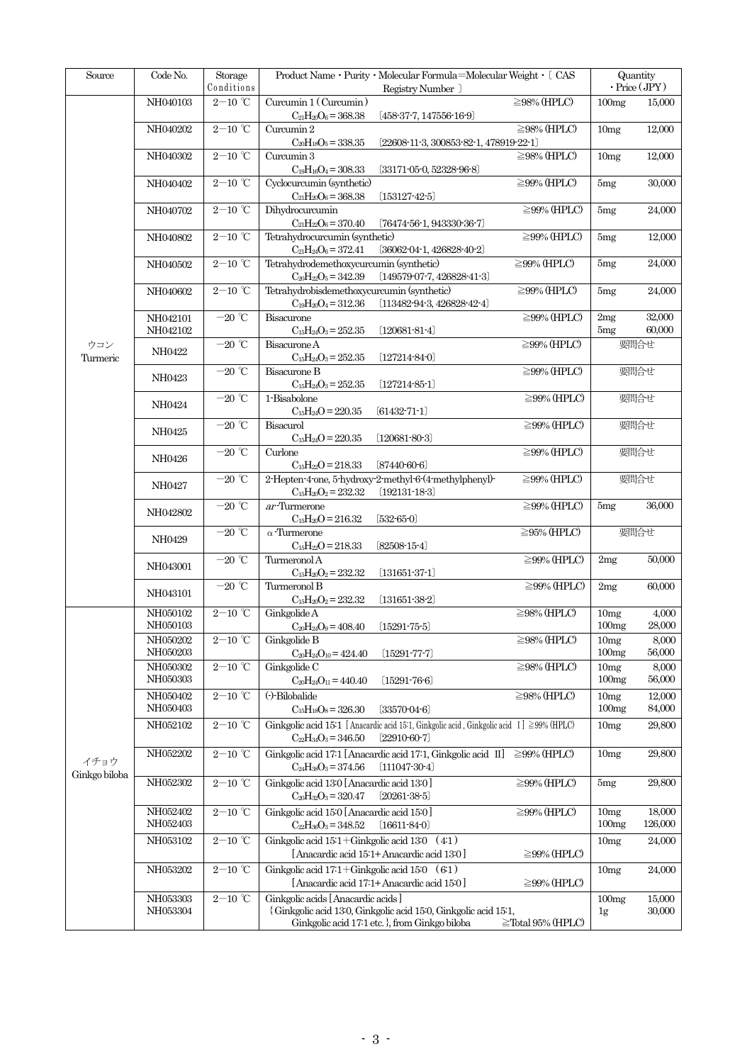| Source | Code No. | Storage Conditions | Product Name・Purity・Molecular Formula=Molecular Weight・〔 CAS Registry Number 〕 | Quantity・Price (JPY) |
|---|---|---|---|---|
| ウコン Turmeric | NH040103 | 2−10 ℃ | Curcumin 1 (Curcumin) ≧98% (HPLC)<br>$C_{21}H_{20}O_6$ = 368.38 〔458-37-7, 147556-16-9〕 | 100mg 15,000 |
| | NH040202 | 2−10 ℃ | Curcumin 2 ≧98% (HPLC)<br>$C_{20}H_{18}O_5$ = 338.35 〔22608-11-3, 300853-82-1, 478919-22-1〕 | 10mg 12,000 |
| | NH040302 | 2−10 ℃ | Curcumin 3 ≧98% (HPLC)<br>$C_{19}H_{16}O_4$ = 308.33 〔33171-05-0, 52328-96-8〕 | 10mg 12,000 |
| | NH040402 | 2−10 ℃ | Cyclocurcumin (synthetic) ≧99% (HPLC)<br>$C_{21}H_{20}O_6$ = 368.38 〔153127-42-5〕 | 5mg 30,000 |
| | NH040702 | 2−10 ℃ | Dihydrocurcumin ≧99% (HPLC)<br>$C_{21}H_{22}O_6$ = 370.40 〔76474-56-1, 943330-36-7〕 | 5mg 24,000 |
| | NH040802 | 2−10 ℃ | Tetrahydrocurcumin (synthetic) ≧99% (HPLC)<br>$C_{21}H_{24}O_6$ = 372.41 〔36062-04-1, 426828-40-2〕 | 5mg 12,000 |
| | NH040502 | 2−10 ℃ | Tetrahydrodemethoxycurcumin (synthetic) ≧99% (HPLC)<br>$C_{20}H_{22}O_5$ = 342.39 〔149579-07-7, 426828-41-3〕 | 5mg 24,000 |
| | NH040602 | 2−10 ℃ | Tetrahydrobisdemethoxycurcumin (synthetic) ≧99% (HPLC)<br>$C_{19}H_{20}O_4$ = 312.36 〔113482-94-3, 426828-42-4〕 | 5mg 24,000 |
| | NH042101<br>NH042102 | −20 ℃ | Bisacurone ≧99% (HPLC)<br>$C_{15}H_{24}O_3$ = 252.35 〔120681-81-4〕 | 2mg 32,000<br>5mg 60,000 |
| | NH0422 | −20 ℃ | Bisacurone A ≧99% (HPLC)<br>$C_{15}H_{24}O_3$ = 252.35 〔127214-84-0〕 | 要問合せ |
| | NH0423 | −20 ℃ | Bisacurone B ≧99% (HPLC)<br>$C_{15}H_{24}O_3$ = 252.35 〔127214-85-1〕 | 要問合せ |
| | NH0424 | −20 ℃ | 1-Bisabolone ≧99% (HPLC)<br>$C_{15}H_{24}O$ = 220.35 〔61432-71-1〕 | 要問合せ |
| | NH0425 | −20 ℃ | Bisacurol ≧99% (HPLC)<br>$C_{15}H_{24}O$ = 220.35 〔120681-80-3〕 | 要問合せ |
| | NH0426 | −20 ℃ | Curlone ≧99% (HPLC)<br>$C_{15}H_{22}O$ = 218.33 〔87440-60-6〕 | 要問合せ |
| | NH0427 | −20 ℃ | 2-Hepten-4-one, 5-hydroxy-2-methyl-6-(4-methylphenyl)- ≧99% (HPLC)<br>$C_{15}H_{20}O_2$ = 232.32 〔192131-18-3〕 | 要問合せ |
| | NH042802 | −20 ℃ | *ar*-Turmerone ≧99% (HPLC)<br>$C_{15}H_{20}O$ = 216.32 〔532-65-0〕 | 5mg 36,000 |
| | NH0429 | −20 ℃ | α-Turmerone ≧95% (HPLC)<br>$C_{15}H_{22}O$ = 218.33 〔82508-15-4〕 | 要問合せ |
| | NH043001 | −20 ℃ | Turmeronol A ≧99% (HPLC)<br>$C_{15}H_{20}O_2$ = 232.32 〔131651-37-1〕 | 2mg 50,000 |
| | NH043101 | −20 ℃ | Turmeronol B ≧99% (HPLC)<br>$C_{15}H_{20}O_2$ = 232.32 〔131651-38-2〕 | 2mg 60,000 |
| イチョウ Ginkgo biloba | NH050102<br>NH050103 | 2−10 ℃ | Ginkgolide A ≧98% (HPLC)<br>$C_{20}H_{24}O_9$ = 408.40 〔15291-75-5〕 | 10mg 4,000<br>100mg 28,000 |
| | NH050202<br>NH050203 | 2−10 ℃ | Ginkgolide B ≧98% (HPLC)<br>$C_{20}H_{24}O_{10}$ = 424.40 〔15291-77-7〕 | 10mg 8,000<br>100mg 56,000 |
| | NH050302<br>NH050303 | 2−10 ℃ | Ginkgolide C ≧98% (HPLC)<br>$C_{20}H_{24}O_{11}$ = 440.40 〔15291-76-6〕 | 10mg 8,000<br>100mg 56,000 |
| | NH050402<br>NH050403 | 2−10 ℃ | (-)-Bilobalide ≧98% (HPLC)<br>$C_{15}H_{18}O_8$ = 326.30 〔33570-04-6〕 | 10mg 12,000<br>100mg 84,000 |
| | NH052102 | 2−10 ℃ | Ginkgolic acid 15:1 [Anacardic acid 15:1, Ginkgolic acid , Ginkgolic acid Ⅰ] ≧99% (HPLC)<br>$C_{22}H_{34}O_3$ = 346.50 〔22910-60-7〕 | 10mg 29,800 |
| | NH052202 | 2−10 ℃ | Ginkgolic acid 17:1 [Anacardic acid 17:1, Ginkgolic acid Ⅱ] ≧99% (HPLC)<br>$C_{24}H_{38}O_3$ = 374.56 〔111047-30-4〕 | 10mg 29,800 |
| | NH052302 | 2−10 ℃ | Ginkgolic acid 13:0 [Anacardic acid 13:0] ≧99% (HPLC)<br>$C_{20}H_{32}O_3$ = 320.47 〔20261-38-5〕 | 5mg 29,800 |
| | NH052402<br>NH052403 | 2−10 ℃ | Ginkgolic acid 15:0 [Anacardic acid 15:0] ≧99% (HPLC)<br>$C_{22}H_{36}O_3$ = 348.52 〔16611-84-0〕 | 10mg 18,000<br>100mg 126,000 |
| | NH053102 | 2−10 ℃ | Ginkgolic acid 15:1＋Ginkgolic acid 13:0 (4:1)<br>[Anacardic acid 15:1+ Anacardic acid 13:0] ≧99% (HPLC) | 10mg 24,000 |
| | NH053202 | 2−10 ℃ | Ginkgolic acid 17:1＋Ginkgolic acid 15:0 (6:1)<br>[Anacardic acid 17:1+ Anacardic acid 15:0] ≧99% (HPLC) | 10mg 24,000 |
| | NH053303<br>NH053304 | 2−10 ℃ | Ginkgolic acids [Anacardic acids]<br>{Ginkgolic acid 13:0, Ginkgolic acid 15:0, Ginkgolic acid 15:1,<br>Ginkgolic acid 17:1 etc. }, from Ginkgo biloba ≧Total 95% (HPLC) | 100mg 15,000<br>1g 30,000 |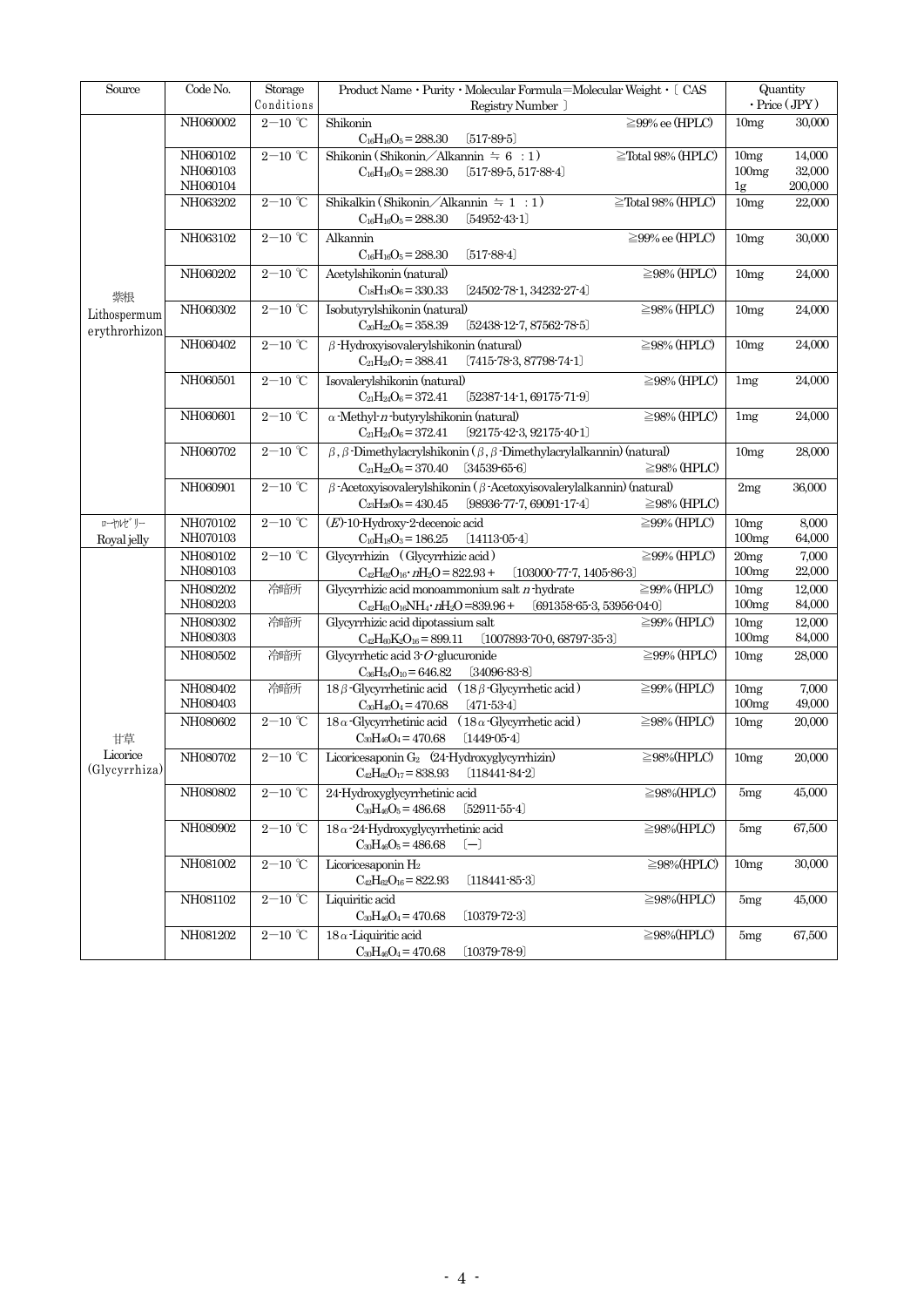| Source | Code No. | Storage Conditions | Product Name・Purity・Molecular Formula=Molecular Weight・〔 CAS Registry Number 〕 | Quantity | ・Price (JPY) |
|---|---|---|---|---|---|
| 紫根 Lithospermum erythrorhizon | NH060002 | 2−10 ℃ | Shikonin ≧99% ee (HPLC) $C_{16}H_{16}O_5$ = 288.30 〔517-89-5〕 | 10mg | 30,000 |
| | NH060102<br>NH060103<br>NH060104 | 2−10 ℃ | Shikonin (Shikonin／Alkannin ≒ 6 : 1) ≧Total 98% (HPLC) $C_{16}H_{16}O_5$ = 288.30 〔517-89-5, 517-88-4〕 | 10mg<br>100mg<br>1g | 14,000<br>32,000<br>200,000 |
| | NH063202 | 2−10 ℃ | Shikalkin (Shikonin／Alkannin ≒ 1 : 1) ≧Total 98% (HPLC) $C_{16}H_{16}O_5$ = 288.30 〔54952-43-1〕 | 10mg | 22,000 |
| | NH063102 | 2−10 ℃ | Alkannin ≧99% ee (HPLC) $C_{16}H_{16}O_5$ = 288.30 〔517-88-4〕 | 10mg | 30,000 |
| | NH060202 | 2−10 ℃ | Acetylshikonin (natural) ≧98% (HPLC) $C_{18}H_{18}O_6$ = 330.33 〔24502-78-1, 34232-27-4〕 | 10mg | 24,000 |
| | NH060302 | 2−10 ℃ | Isobutyrylshikonin (natural) ≧98% (HPLC) $C_{20}H_{22}O_6$ = 358.39 〔52438-12-7, 87562-78-5〕 | 10mg | 24,000 |
| | NH060402 | 2−10 ℃ | β-Hydroxyisovalerylshikonin (natural) ≧98% (HPLC) $C_{21}H_{24}O_7$ = 388.41 〔7415-78-3, 87798-74-1〕 | 10mg | 24,000 |
| | NH060501 | 2−10 ℃ | Isovalerylshikonin (natural) ≧98% (HPLC) $C_{21}H_{24}O_6$ = 372.41 〔52387-14-1, 69175-71-9〕 | 1mg | 24,000 |
| | NH060601 | 2−10 ℃ | α-Methyl-*n*-butyrylshikonin (natural) ≧98% (HPLC) $C_{21}H_{24}O_6$ = 372.41 〔92175-42-3, 92175-40-1〕 | 1mg | 24,000 |
| | NH060702 | 2−10 ℃ | β,β-Dimethylacrylshikonin (β,β-Dimethylacrylalkannin) (natural) $C_{21}H_{22}O_6$ = 370.40 〔34539-65-6〕 ≧98% (HPLC) | 10mg | 28,000 |
| | NH060901 | 2−10 ℃ | β-Acetoxyisovalerylshikonin (β-Acetoxyisovalerylalkannin) (natural) $C_{23}H_{26}O_8$ = 430.45 〔98936-77-7, 69091-17-4〕 ≧98% (HPLC) | 2mg | 36,000 |
| ﾛｰﾔﾙｾﾞﾘｰ Royal jelly | NH070102<br>NH070103 | 2−10 ℃ | (*E*)-10-Hydroxy-2-decenoic acid ≧99% (HPLC) $C_{10}H_{18}O_3$ = 186.25 〔14113-05-4〕 | 10mg<br>100mg | 8,000<br>64,000 |
| 甘草 Licorice (Glycyrrhiza) | NH080102<br>NH080103 | 2−10 ℃ | Glycyrrhizin (Glycyrrhizic acid) ≧99% (HPLC) $C_{42}H_{62}O_{16}\cdot nH_2O$ = 822.93 + 〔103000-77-7, 1405-86-3〕 | 20mg<br>100mg | 7,000<br>22,000 |
| | NH080202<br>NH080203 | 冷暗所 | Glycyrrhizic acid monoammonium salt *n*-hydrate ≧99% (HPLC) $C_{42}H_{61}O_{16}NH_4\cdot nH_2O$ =839.96 + 〔691358-65-3, 53956-04-0〕 | 10mg<br>100mg | 12,000<br>84,000 |
| | NH080302<br>NH080303 | 冷暗所 | Glycyrrhizic acid dipotassium salt ≧99% (HPLC) $C_{42}H_{60}K_2O_{16}$ = 899.11 〔1007893-70-0, 68797-35-3〕 | 10mg<br>100mg | 12,000<br>84,000 |
| | NH080502 | 冷暗所 | Glycyrrhetic acid 3-*O*-glucuronide ≧99% (HPLC) $C_{36}H_{54}O_{10}$ = 646.82 〔34096-83-8〕 | 10mg | 28,000 |
| | NH080402<br>NH080403 | 冷暗所 | 18β-Glycyrrhetinic acid (18β-Glycyrrhetic acid) ≧99% (HPLC) $C_{30}H_{46}O_4$ = 470.68 〔471-53-4〕 | 10mg<br>100mg | 7,000<br>49,000 |
| | NH080602 | 2−10 ℃ | 18α-Glycyrrhetinic acid (18α-Glycyrrhetic acid) ≧98% (HPLC) $C_{30}H_{46}O_4$ = 470.68 〔1449-05-4〕 | 10mg | 20,000 |
| | NH080702 | 2−10 ℃ | Licoricesaponin $G_2$ (24-Hydroxyglycyrrhizin) ≧98%(HPLC) $C_{42}H_{62}O_{17}$ = 838.93 〔118441-84-2〕 | 10mg | 20,000 |
| | NH080802 | 2−10 ℃ | 24-Hydroxyglycyrrhetinic acid ≧98%(HPLC) $C_{30}H_{46}O_5$ = 486.68 〔52911-55-4〕 | 5mg | 45,000 |
| | NH080902 | 2−10 ℃ | 18α-24-Hydroxyglycyrrhetinic acid ≧98%(HPLC) $C_{30}H_{46}O_5$ = 486.68 〔−〕 | 5mg | 67,500 |
| | NH081002 | 2−10 ℃ | Licoricesaponin $H_2$ ≧98%(HPLC) $C_{42}H_{62}O_{16}$ = 822.93 〔118441-85-3〕 | 10mg | 30,000 |
| | NH081102 | 2−10 ℃ | Liquiritic acid ≧98%(HPLC) $C_{30}H_{46}O_4$ = 470.68 〔10379-72-3〕 | 5mg | 45,000 |
| | NH081202 | 2−10 ℃ | 18α-Liquiritic acid ≧98%(HPLC) $C_{30}H_{46}O_4$ = 470.68 〔10379-78-9〕 | 5mg | 67,500 |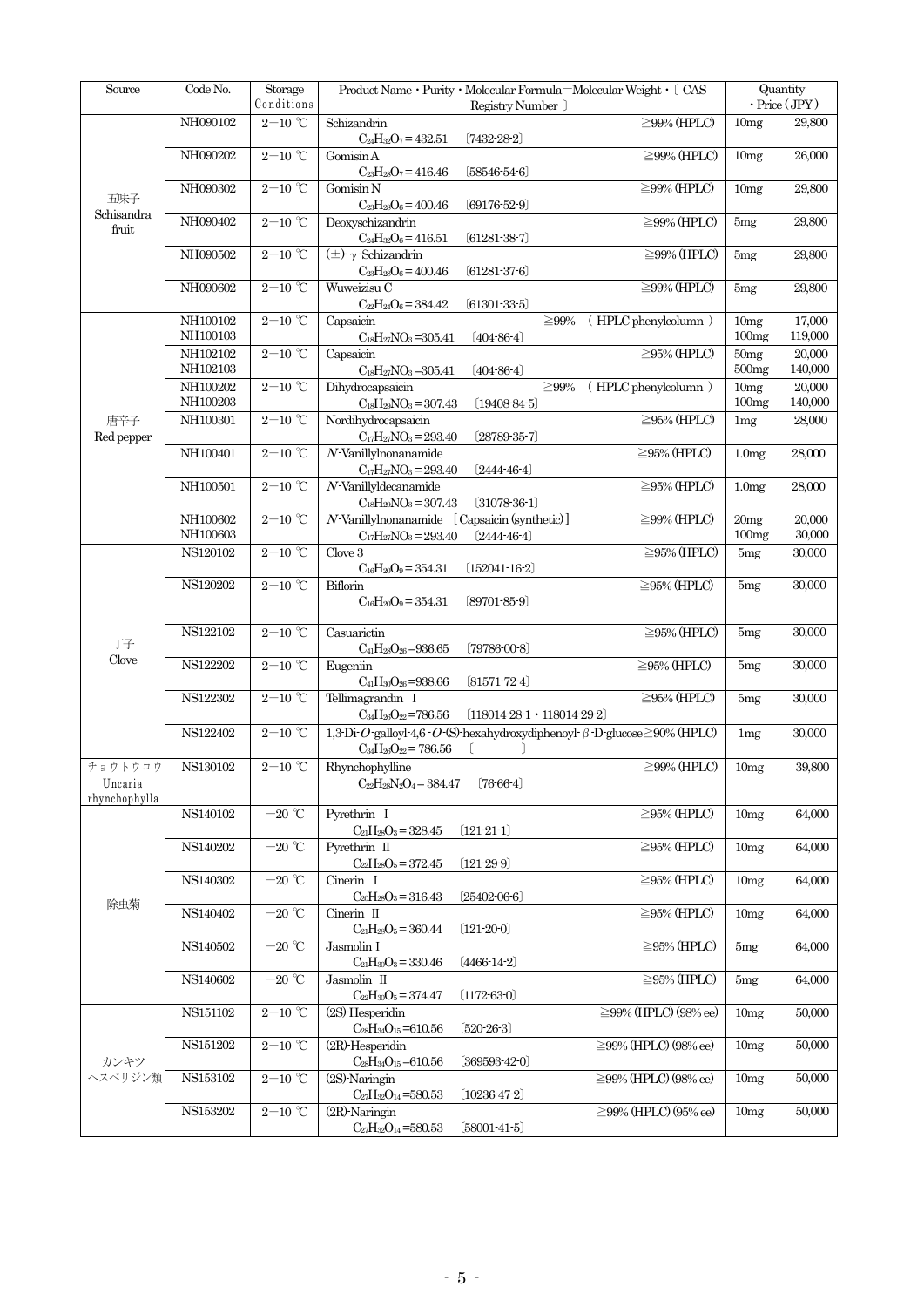| Source | Code No. | Storage Conditions | Product Name・Purity・Molecular Formula=Molecular Weight・〔 CAS Registry Number 〕 | Quantity ・Price (JPY) |
|---|---|---|---|---|
| 五味子 Schisandra fruit | NH090102 | 2−10 ℃ | Schizandrin ≧99% (HPLC) $C_{24}H_{32}O_7$ = 432.51 〔7432-28-2〕 | 10mg 29,800 |
| | NH090202 | 2−10 ℃ | Gomisin A ≧99% (HPLC) $C_{23}H_{28}O_7$ = 416.46 〔58546-54-6〕 | 10mg 26,000 |
| | NH090302 | 2−10 ℃ | Gomisin N ≧99% (HPLC) $C_{23}H_{28}O_6$ = 400.46 〔69176-52-9〕 | 10mg 29,800 |
| | NH090402 | 2−10 ℃ | Deoxyschizandrin ≧99% (HPLC) $C_{24}H_{32}O_6$ = 416.51 〔61281-38-7〕 | 5mg 29,800 |
| | NH090502 | 2−10 ℃ | (±)-γ-Schizandrin ≧99% (HPLC) $C_{23}H_{28}O_6$ = 400.46 〔61281-37-6〕 | 5mg 29,800 |
| | NH090602 | 2−10 ℃ | Wuweizisu C ≧99% (HPLC) $C_{22}H_{24}O_6$ = 384.42 〔61301-33-5〕 | 5mg 29,800 |
| 唐辛子 Red pepper | NH100102 NH100103 | 2−10 ℃ | Capsaicin ≧99% ( HPLC phenylcolumn ) $C_{18}H_{27}NO_3$ =305.41 〔404-86-4〕 | 10mg 17,000 100mg 119,000 |
| | NH102102 NH102103 | 2−10 ℃ | Capsaicin ≧95% (HPLC) $C_{18}H_{27}NO_3$ =305.41 〔404-86-4〕 | 50mg 20,000 500mg 140,000 |
| | NH100202 NH100203 | 2−10 ℃ | Dihydrocapsaicin ≧99% ( HPLC phenylcolumn ) $C_{18}H_{29}NO_3$ = 307.43 〔19408-84-5〕 | 10mg 20,000 100mg 140,000 |
| | NH100301 | 2−10 ℃ | Nordihydrocapsaicin ≧95% (HPLC) $C_{17}H_{27}NO_3$ = 293.40 〔28789-35-7〕 | 1mg 28,000 |
| | NH100401 | 2−10 ℃ | *N*-Vanillylnonanamide ≧95% (HPLC) $C_{17}H_{27}NO_3$ = 293.40 〔2444-46-4〕 | 1.0mg 28,000 |
| | NH100501 | 2−10 ℃ | *N*-Vanillyldecanamide ≧95% (HPLC) $C_{18}H_{29}NO_3$ = 307.43 〔31078-36-1〕 | 1.0mg 28,000 |
| | NH100602 NH100603 | 2−10 ℃ | *N*-Vanillylnonanamide [Capsaicin (synthetic)] ≧99% (HPLC) $C_{17}H_{27}NO_3$ = 293.40 〔2444-46-4〕 | 20mg 20,000 100mg 30,000 |
| 丁子 Clove | NS120102 | 2−10 ℃ | Clove 3 ≧95% (HPLC) $C_{16}H_{20}O_9$ = 354.31 〔152041-16-2〕 | 5mg 30,000 |
| | NS120202 | 2−10 ℃ | Biflorin ≧95% (HPLC) $C_{16}H_{20}O_9$ = 354.31 〔89701-85-9〕 | 5mg 30,000 |
| | NS122102 | 2−10 ℃ | Casuarictin ≧95% (HPLC) $C_{41}H_{28}O_{26}$ =936.65 〔79786-00-8〕 | 5mg 30,000 |
| | NS122202 | 2−10 ℃ | Eugeniin ≧95% (HPLC) $C_{41}H_{30}O_{26}$ =938.66 〔81571-72-4〕 | 5mg 30,000 |
| | NS122302 | 2−10 ℃ | Tellimagrandin Ⅰ ≧95% (HPLC) $C_{34}H_{26}O_{22}$ =786.56 〔118014-28-1・118014-29-2〕 | 5mg 30,000 |
| | NS122402 | 2−10 ℃ | 1,3-Di-*O*-galloyl-4,6-*O*-(S)-hexahydroxydiphenoyl-β-D-glucose ≧90% (HPLC) $C_{34}H_{26}O_{22}$ = 786.56 〔 〕 | 1mg 30,000 |
| チョウトウコウ Uncaria rhynchophylla | NS130102 | 2−10 ℃ | Rhynchophylline ≧99% (HPLC) $C_{22}H_{28}N_2O_4$ = 384.47 〔76-66-4〕 | 10mg 39,800 |
| 除虫菊 | NS140102 | −20 ℃ | Pyrethrin Ⅰ ≧95% (HPLC) $C_{21}H_{28}O_3$ = 328.45 〔121-21-1〕 | 10mg 64,000 |
| | NS140202 | −20 ℃ | Pyrethrin Ⅱ ≧95% (HPLC) $C_{22}H_{28}O_5$ = 372.45 〔121-29-9〕 | 10mg 64,000 |
| | NS140302 | −20 ℃ | Cinerin Ⅰ ≧95% (HPLC) $C_{20}H_{28}O_3$ = 316.43 〔25402-06-6〕 | 10mg 64,000 |
| | NS140402 | −20 ℃ | Cinerin Ⅱ ≧95% (HPLC) $C_{21}H_{28}O_5$ = 360.44 〔121-20-0〕 | 10mg 64,000 |
| | NS140502 | −20 ℃ | Jasmolin I ≧95% (HPLC) $C_{21}H_{30}O_3$ = 330.46 〔4466-14-2〕 | 5mg 64,000 |
| | NS140602 | −20 ℃ | Jasmolin Ⅱ ≧95% (HPLC) $C_{22}H_{30}O_5$ = 374.47 〔1172-63-0〕 | 5mg 64,000 |
| カンキツ ヘスペリジン類 | NS151102 | 2−10 ℃ | (2S)-Hesperidin ≧99% (HPLC) (98% ee) $C_{28}H_{34}O_{15}$ =610.56 〔520-26-3〕 | 10mg 50,000 |
| | NS151202 | 2−10 ℃ | (2R)-Hesperidin ≧99% (HPLC) (98% ee) $C_{28}H_{34}O_{15}$ =610.56 〔369593-42-0〕 | 10mg 50,000 |
| | NS153102 | 2−10 ℃ | (2S)-Naringin ≧99% (HPLC) (98% ee) $C_{27}H_{32}O_{14}$ =580.53 〔10236-47-2〕 | 10mg 50,000 |
| | NS153202 | 2−10 ℃ | (2R)-Naringin ≧99% (HPLC) (95% ee) $C_{27}H_{32}O_{14}$ =580.53 〔58001-41-5〕 | 10mg 50,000 |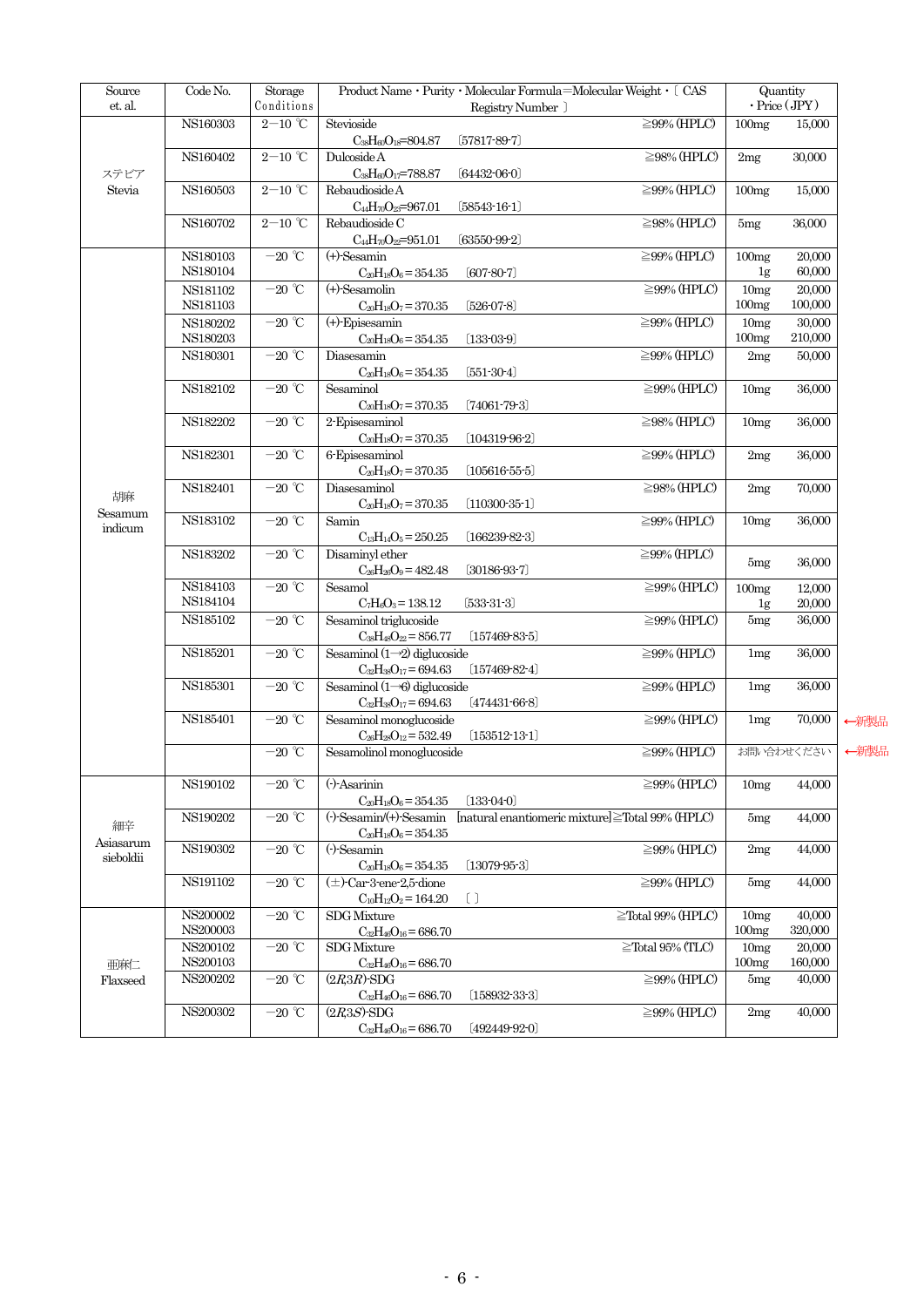| Source et. al. | Code No. | Storage Conditions | Product Name・Purity・Molecular Formula=Molecular Weight・〔 CAS Registry Number 〕 | Quantity ・Price (JPY) |
|---|---|---|---|---|
| ステビア Stevia | NS160303 | 2−10 ℃ | Stevioside ≧99% (HPLC) $C_{38}H_{60}O_{18}$=804.87 〔57817-89-7〕 | 100mg 15,000 |
| | NS160402 | 2−10 ℃ | Dulcoside A ≧98% (HPLC) $C_{38}H_{60}O_{17}$=788.87 〔64432-06-0〕 | 2mg 30,000 |
| | NS160503 | 2−10 ℃ | Rebaudioside A ≧99% (HPLC) $C_{44}H_{70}O_{23}$=967.01 〔58543-16-1〕 | 100mg 15,000 |
| | NS160702 | 2−10 ℃ | Rebaudioside C ≧98% (HPLC) $C_{44}H_{70}O_{22}$=951.01 〔63550-99-2〕 | 5mg 36,000 |
| 胡麻 Sesamum indicum | NS180103 NS180104 | −20 ℃ | (+)-Sesamin ≧99% (HPLC) $C_{20}H_{18}O_6$ = 354.35 〔607-80-7〕 | 100mg 20,000 1g 60,000 |
| | NS181102 NS181103 | −20 ℃ | (+)-Sesamolin ≧99% (HPLC) $C_{20}H_{18}O_7$ = 370.35 〔526-07-8〕 | 10mg 20,000 100mg 100,000 |
| | NS180202 NS180203 | −20 ℃ | (+)-Episesamin ≧99% (HPLC) $C_{20}H_{18}O_6$ = 354.35 〔133-03-9〕 | 10mg 30,000 100mg 210,000 |
| | NS180301 | −20 ℃ | Diasesamin ≧99% (HPLC) $C_{20}H_{18}O_6$ = 354.35 〔551-30-4〕 | 2mg 50,000 |
| | NS182102 | −20 ℃ | Sesaminol ≧99% (HPLC) $C_{20}H_{18}O_7$ = 370.35 〔74061-79-3〕 | 10mg 36,000 |
| | NS182202 | −20 ℃ | 2-Episesaminol ≧98% (HPLC) $C_{20}H_{18}O_7$ = 370.35 〔104319-96-2〕 | 10mg 36,000 |
| | NS182301 | −20 ℃ | 6-Episesaminol ≧99% (HPLC) $C_{20}H_{18}O_7$ = 370.35 〔105616-55-5〕 | 2mg 36,000 |
| | NS182401 | −20 ℃ | Diasesaminol ≧98% (HPLC) $C_{20}H_{18}O_7$ = 370.35 〔110300-35-1〕 | 2mg 70,000 |
| | NS183102 | −20 ℃ | Samin ≧99% (HPLC) $C_{13}H_{14}O_5$ = 250.25 〔166239-82-3〕 | 10mg 36,000 |
| | NS183202 | −20 ℃ | Disaminyl ether ≧99% (HPLC) $C_{26}H_{26}O_9$ = 482.48 〔30186-93-7〕 | 5mg 36,000 |
| | NS184103 NS184104 | −20 ℃ | Sesamol ≧99% (HPLC) $C_7H_6O_3$ = 138.12 〔533-31-3〕 | 100mg 12,000 1g 20,000 |
| | NS185102 | −20 ℃ | Sesaminol triglucoside ≧99% (HPLC) $C_{38}H_{48}O_{22}$ = 856.77 〔157469-83-5〕 | 5mg 36,000 |
| | NS185201 | −20 ℃ | Sesaminol (1→2) diglucoside ≧99% (HPLC) $C_{32}H_{38}O_{17}$ = 694.63 〔157469-82-4〕 | 1mg 36,000 |
| | NS185301 | −20 ℃ | Sesaminol (1→6) diglucoside ≧99% (HPLC) $C_{32}H_{38}O_{17}$ = 694.63 〔474431-66-8〕 | 1mg 36,000 |
| | NS185401 | −20 ℃ | Sesaminol monoglucoside ≧99% (HPLC) $C_{26}H_{28}O_{12}$ = 532.49 〔153512-13-1〕 | 1mg 70,000 ←新製品 |
| | | −20 ℃ | Sesamolinol monoglucoside ≧99% (HPLC) | お問い合わせください ←新製品 |
| 細辛 Asiasarum sieboldii | NS190102 | −20 ℃ | (-)-Asarinin ≧99% (HPLC) $C_{20}H_{18}O_6$ = 354.35 〔133-04-0〕 | 10mg 44,000 |
| | NS190202 | −20 ℃ | (-)-Sesamin/(+)-Sesamin [natural enantiomeric mixture] ≧Total 99% (HPLC) $C_{20}H_{18}O_6$ = 354.35 | 5mg 44,000 |
| | NS190302 | −20 ℃ | (-)-Sesamin ≧99% (HPLC) $C_{20}H_{18}O_6$ = 354.35 〔13079-95-3〕 | 2mg 44,000 |
| | NS191102 | −20 ℃ | (±)-Car-3-ene-2,5-dione ≧99% (HPLC) $C_{10}H_{12}O_2$ = 164.20 〔 〕 | 5mg 44,000 |
| 亜麻仁 Flaxseed | NS200002 NS200003 | −20 ℃ | SDG Mixture ≧Total 99% (HPLC) $C_{32}H_{46}O_{16}$ = 686.70 | 10mg 40,000 100mg 320,000 |
| | NS200102 NS200103 | −20 ℃ | SDG Mixture ≧Total 95% (TLC) $C_{32}H_{46}O_{16}$ = 686.70 | 10mg 20,000 100mg 160,000 |
| | NS200202 | −20 ℃ | (2*R*,3*R*)-SDG ≧99% (HPLC) $C_{32}H_{46}O_{16}$ = 686.70 〔158932-33-3〕 | 5mg 40,000 |
| | NS200302 | −20 ℃ | (2*R*,3*S*)-SDG ≧99% (HPLC) $C_{32}H_{46}O_{16}$ = 686.70 〔492449-92-0〕 | 2mg 40,000 |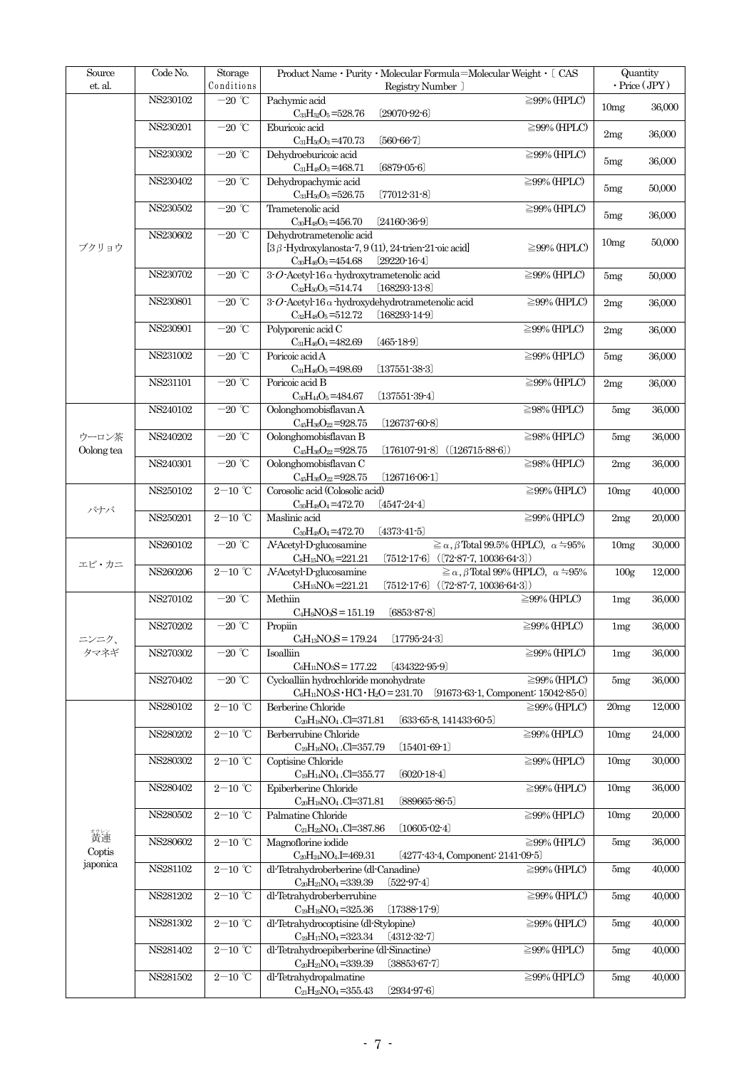| Source et. al. | Code No. | Storage Conditions | Product Name・Purity・Molecular Formula=Molecular Weight・〔 CAS Registry Number 〕 | Quantity ・Price (JPY) | |
|---|---|---|---|---|---|
| ブクリョウ | NS230102 | −20 ℃ | Pachymic acid ≧99% (HPLC) $C_{33}H_{52}O_5$=528.76 〔29070-92-6〕 | 10mg | 36,000 |
| | NS230201 | −20 ℃ | Eburicoic acid ≧99% (HPLC) $C_{31}H_{50}O_3$=470.73 〔560-66-7〕 | 2mg | 36,000 |
| | NS230302 | −20 ℃ | Dehydroeburicoic acid ≧99% (HPLC) $C_{31}H_{48}O_3$=468.71 〔6879-05-6〕 | 5mg | 36,000 |
| | NS230402 | −20 ℃ | Dehydropachymic acid ≧99% (HPLC) $C_{33}H_{50}O_5$=526.75 〔77012-31-8〕 | 5mg | 50,000 |
| | NS230502 | −20 ℃ | Trametenolic acid ≧99% (HPLC) $C_{30}H_{48}O_3$=456.70 〔24160-36-9〕 | 5mg | 36,000 |
| | NS230602 | −20 ℃ | Dehydrotrametenolic acid [3β-Hydroxylanosta-7, 9 (11), 24-trien-21-oic acid] ≧99% (HPLC) $C_{30}H_{46}O_3$=454.68 〔29220-16-4〕 | 10mg | 50,000 |
| | NS230702 | −20 ℃ | 3-*O*-Acetyl-16α-hydroxytrametenolic acid ≧99% (HPLC) $C_{32}H_{50}O_5$=514.74 〔168293-13-8〕 | 5mg | 50,000 |
| | NS230801 | −20 ℃ | 3-*O*-Acetyl-16α-hydroxydehydrotrametenolic acid ≧99% (HPLC) $C_{32}H_{48}O_5$=512.72 〔168293-14-9〕 | 2mg | 36,000 |
| | NS230901 | −20 ℃ | Polyporenic acid C ≧99% (HPLC) $C_{31}H_{46}O_4$=482.69 〔465-18-9〕 | 2mg | 36,000 |
| | NS231002 | −20 ℃ | Poricoic acid A ≧99% (HPLC) $C_{31}H_{46}O_5$=498.69 〔137551-38-3〕 | 5mg | 36,000 |
| | NS231101 | −20 ℃ | Poricoic acid B ≧99% (HPLC) $C_{30}H_{44}O_5$=484.67 〔137551-39-4〕 | 2mg | 36,000 |
| ウーロン茶 Oolong tea | NS240102 | −20 ℃ | Oolonghomobisflavan A ≧98% (HPLC) $C_{45}H_{36}O_{22}$=928.75 〔126737-60-8〕 | 5mg | 36,000 |
| | NS240202 | −20 ℃ | Oolonghomobisflavan B ≧98% (HPLC) $C_{45}H_{36}O_{22}$=928.75 〔176107-91-8〕(〔126715-88-6〕) | 5mg | 36,000 |
| | NS240301 | −20 ℃ | Oolonghomobisflavan C ≧98% (HPLC) $C_{45}H_{36}O_{22}$=928.75 〔126716-06-1〕 | 2mg | 36,000 |
| バナバ | NS250102 | 2−10 ℃ | Corosolic acid (Colosolic acid) ≧99% (HPLC) $C_{30}H_{48}O_4$=472.70 〔4547-24-4〕 | 10mg | 40,000 |
| | NS250201 | 2−10 ℃ | Maslinic acid ≧99% (HPLC) $C_{30}H_{48}O_4$=472.70 〔4373-41-5〕 | 2mg | 20,000 |
| エビ・カニ | NS260102 | −20 ℃ | *N*-Acetyl-D-glucosamine ≧α, β Total 99.5% (HPLC), α≒95% $C_8H_{15}NO_6$=221.21 〔7512-17-6〕(〔72-87-7, 10036-64-3〕) | 10mg | 30,000 |
| | NS260206 | 2−10 ℃ | *N*-Acetyl-D-glucosamine ≧α, β Total 99% (HPLC), α≒95% $C_8H_{15}NO_6$=221.21 〔7512-17-6〕(〔72-87-7, 10036-64-3〕) | 100g | 12,000 |
| ニンニク、タマネギ | NS270102 | −20 ℃ | Methiin ≧99% (HPLC) $C_4H_9NO_3S$ = 151.19 〔6853-87-8〕 | 1mg | 36,000 |
| | NS270202 | −20 ℃ | Propiin ≧99% (HPLC) $C_6H_{13}NO_3S$ = 179.24 〔17795-24-3〕 | 1mg | 36,000 |
| | NS270302 | −20 ℃ | Isoalliin ≧99% (HPLC) $C_6H_{11}NO_3S$ = 177.22 〔434322-95-9〕 | 1mg | 36,000 |
| | NS270402 | −20 ℃ | Cycloalliin hydrochloride monohydrate ≧99% (HPLC) $C_6H_{11}NO_3S・HCl・H_2O$ = 231.70 〔91673-63-1, Component: 15042-85-0〕 | 5mg | 36,000 |
| 黄連(オウレン) Coptis japonica | NS280102 | 2−10 ℃ | Berberine Chloride ≧99% (HPLC) $C_{20}H_{18}NO_4.Cl$=371.81 〔633-65-8, 141433-60-5〕 | 20mg | 12,000 |
| | NS280202 | 2−10 ℃ | Berberrubine Chloride ≧99% (HPLC) $C_{19}H_{16}NO_4.Cl$=357.79 〔15401-69-1〕 | 10mg | 24,000 |
| | NS280302 | 2−10 ℃ | Coptisine Chloride ≧99% (HPLC) $C_{19}H_{14}NO_4.Cl$=355.77 〔6020-18-4〕 | 10mg | 30,000 |
| | NS280402 | 2−10 ℃ | Epiberberine Chloride ≧99% (HPLC) $C_{20}H_{18}NO_4.Cl$=371.81 〔889665-86-5〕 | 10mg | 36,000 |
| | NS280502 | 2−10 ℃ | Palmatine Chloride ≧99% (HPLC) $C_{21}H_{22}NO_4.Cl$=387.86 〔10605-02-4〕 | 10mg | 20,000 |
| | NS280602 | 2−10 ℃ | Magnoflorine iodide ≧99% (HPLC) $C_{20}H_{24}NO_4.I$=469.31 〔4277-43-4, Component: 2141-09-5〕 | 5mg | 36,000 |
| | NS281102 | 2−10 ℃ | dl-Tetrahydroberberine (dl-Canadine) ≧99% (HPLC) $C_{20}H_{21}NO_4$=339.39 〔522-97-4〕 | 5mg | 40,000 |
| | NS281202 | 2−10 ℃ | dl-Tetrahydroberberrubine ≧99% (HPLC) $C_{19}H_{19}NO_4$=325.36 〔17388-17-9〕 | 5mg | 40,000 |
| | NS281302 | 2−10 ℃ | dl-Tetrahydrocoptisine (dl-Stylopine) ≧99% (HPLC) $C_{19}H_{17}NO_4$=323.34 〔4312-32-7〕 | 5mg | 40,000 |
| | NS281402 | 2−10 ℃ | dl-Tetrahydroepiberberine (dl-Sinactine) ≧99% (HPLC) $C_{20}H_{21}NO_4$=339.39 〔38853-67-7〕 | 5mg | 40,000 |
| | NS281502 | 2−10 ℃ | dl-Tetrahydropalmatine ≧99% (HPLC) $C_{21}H_{25}NO_4$=355.43 〔2934-97-6〕 | 5mg | 40,000 |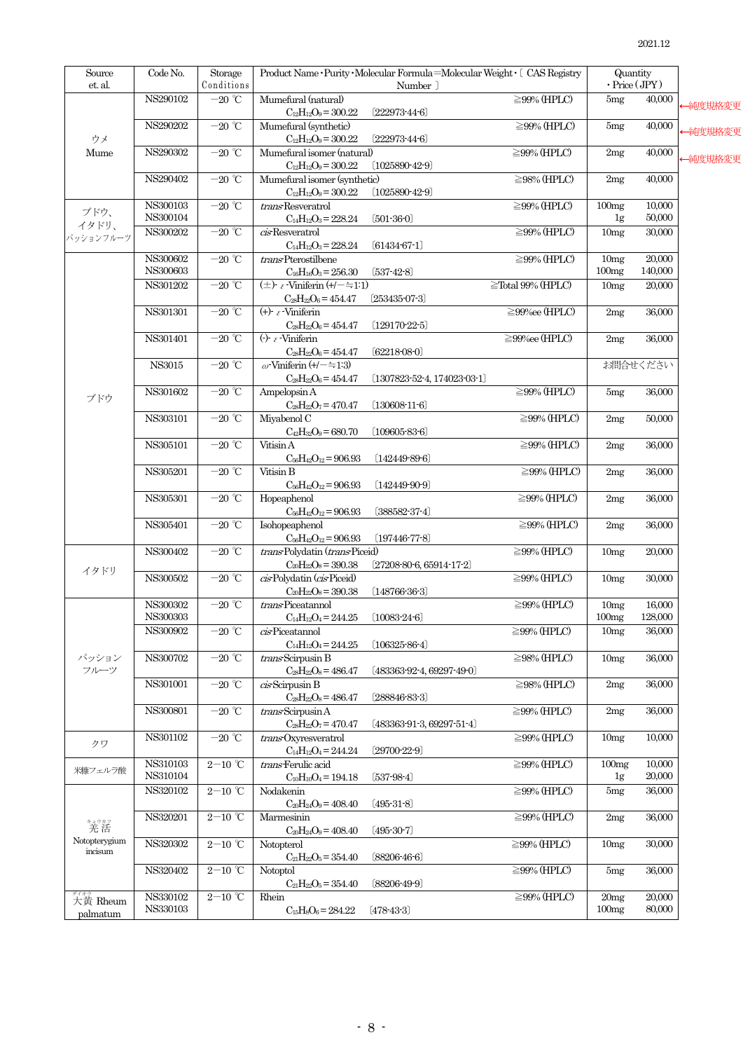2021.12

| Source et. al. | Code No. | Storage Conditions | Product Name・Purity・Molecular Formula＝Molecular Weight・〔 CAS Registry Number 〕 | Quantity・Price (JPY) | |
|---|---|---|---|---|---|
| ウメ Mume | NS290102 | −20 ℃ | Mumefural (natural) ≧99% (HPLC)<br>$C_{12}H_{12}O_9$ = 300.22 〔222973-44-6〕 | 5mg | 40,000 ←純度規格変更 |
| | NS290202 | −20 ℃ | Mumefural (synthetic) ≧99% (HPLC)<br>$C_{12}H_{12}O_9$ = 300.22 〔222973-44-6〕 | 5mg | 40,000 ←純度規格変更 |
| | NS290302 | −20 ℃ | Mumefural isomer (natural) ≧99% (HPLC)<br>$C_{12}H_{12}O_9$ = 300.22 〔1025890-42-9〕 | 2mg | 40,000 ←純度規格変更 |
| | NS290402 | −20 ℃ | Mumefural isomer (synthetic) ≧98% (HPLC)<br>$C_{12}H_{12}O_9$ = 300.22 〔1025890-42-9〕 | 2mg | 40,000 |
| ブドウ、イタドリ、パッションフルーツ | NS300103<br>NS300104 | −20 ℃ | *trans*-Resveratrol ≧99% (HPLC)<br>$C_{14}H_{12}O_3$ = 228.24 〔501-36-0〕 | 100mg<br>1g | 10,000<br>50,000 |
| | NS300202 | −20 ℃ | *cis*-Resveratrol ≧99% (HPLC)<br>$C_{14}H_{12}O_3$ = 228.24 〔61434-67-1〕 | 10mg | 30,000 |
| ブドウ | NS300602<br>NS300603 | −20 ℃ | *trans*-Pterostilbene ≧99% (HPLC)<br>$C_{16}H_{16}O_3$ = 256.30 〔537-42-8〕 | 10mg<br>100mg | 20,000<br>140,000 |
| | NS301202 | −20 ℃ | (±)- ε -Viniferin (+/−≒1:1) ≧Total 99% (HPLC)<br>$C_{28}H_{22}O_6$ = 454.47 〔253435-07-3〕 | 10mg | 20,000 |
| | NS301301 | −20 ℃ | (+)- ε -Viniferin ≧99%ee (HPLC)<br>$C_{28}H_{22}O_6$ = 454.47 〔129170-22-5〕 | 2mg | 36,000 |
| | NS301401 | −20 ℃ | (-)- ε -Viniferin ≧99%ee (HPLC)<br>$C_{28}H_{22}O_6$ = 454.47 〔62218-08-0〕 | 2mg | 36,000 |
| | NS3015 | −20 ℃ | ω-Viniferin (+/−≒1:3)<br>$C_{28}H_{22}O_6$ = 454.47 〔1307823-52-4, 174023-03-1〕 | お問合せください | |
| | NS301602 | −20 ℃ | Ampelopsin A ≧99% (HPLC)<br>$C_{28}H_{22}O_7$ = 470.47 〔130608-11-6〕 | 5mg | 36,000 |
| | NS303101 | −20 ℃ | Miyabenol C ≧99% (HPLC)<br>$C_{42}H_{32}O_9$ = 680.70 〔109605-83-6〕 | 2mg | 50,000 |
| | NS305101 | −20 ℃ | Vitisin A ≧99% (HPLC)<br>$C_{56}H_{42}O_{12}$ = 906.93 〔142449-89-6〕 | 2mg | 36,000 |
| | NS305201 | −20 ℃ | Vitisin B ≧99% (HPLC)<br>$C_{56}H_{42}O_{12}$ = 906.93 〔142449-90-9〕 | 2mg | 36,000 |
| | NS305301 | −20 ℃ | Hopeaphenol ≧99% (HPLC)<br>$C_{56}H_{42}O_{12}$ = 906.93 〔388582-37-4〕 | 2mg | 36,000 |
| | NS305401 | −20 ℃ | Isohopeaphenol ≧99% (HPLC)<br>$C_{56}H_{42}O_{12}$ = 906.93 〔197446-77-8〕 | 2mg | 36,000 |
| イタドリ | NS300402 | −20 ℃ | *trans*-Polydatin (*trans*-Piceid) ≧99% (HPLC)<br>$C_{20}H_{22}O_8$ = 390.38 〔27208-80-6, 65914-17-2〕 | 10mg | 20,000 |
| | NS300502 | −20 ℃ | *cis*-Polydatin (*cis*-Piceid) ≧99% (HPLC)<br>$C_{20}H_{22}O_8$ = 390.38 〔148766-36-3〕 | 10mg | 30,000 |
| パッションフルーツ | NS300302<br>NS300303 | −20 ℃ | *trans*-Piceatannol ≧99% (HPLC)<br>$C_{14}H_{12}O_4$ = 244.25 〔10083-24-6〕 | 10mg<br>100mg | 16,000<br>128,000 |
| | NS300902 | −20 ℃ | *cis*-Piceatannol ≧99% (HPLC)<br>$C_{14}H_{12}O_4$ = 244.25 〔106325-86-4〕 | 10mg | 36,000 |
| | NS300702 | −20 ℃ | *trans*-Scirpusin B ≧98% (HPLC)<br>$C_{28}H_{22}O_8$ = 486.47 〔483363-92-4, 69297-49-0〕 | 10mg | 36,000 |
| | NS301001 | −20 ℃ | *cis*-Scirpusin B ≧98% (HPLC)<br>$C_{28}H_{22}O_8$ = 486.47 〔288846-83-3〕 | 2mg | 36,000 |
| | NS300801 | −20 ℃ | *trans*-Scirpusin A ≧99% (HPLC)<br>$C_{28}H_{22}O_7$ = 470.47 〔483363-91-3, 69297-51-4〕 | 2mg | 36,000 |
| クワ | NS301102 | −20 ℃ | *trans*-Oxyresveratrol ≧99% (HPLC)<br>$C_{14}H_{12}O_4$ = 244.24 〔29700-22-9〕 | 10mg | 10,000 |
| 米糠フェルラ酸 | NS310103<br>NS310104 | 2−10 ℃ | *trans*-Ferulic acid ≧99% (HPLC)<br>$C_{10}H_{10}O_4$ = 194.18 〔537-98-4〕 | 100mg<br>1g | 10,000<br>20,000 |
| 羌活(キョウカツ) Notopterygium incisum | NS320102 | 2−10 ℃ | Nodakenin ≧99% (HPLC)<br>$C_{20}H_{24}O_9$ = 408.40 〔495-31-8〕 | 5mg | 36,000 |
| | NS320201 | 2−10 ℃ | Marmesinin ≧99% (HPLC)<br>$C_{20}H_{24}O_9$ = 408.40 〔495-30-7〕 | 2mg | 36,000 |
| | NS320302 | 2−10 ℃ | Notopterol ≧99% (HPLC)<br>$C_{21}H_{22}O_5$ = 354.40 〔88206-46-6〕 | 10mg | 30,000 |
| | NS320402 | 2−10 ℃ | Notoptol ≧99% (HPLC)<br>$C_{21}H_{22}O_5$ = 354.40 〔88206-49-9〕 | 5mg | 36,000 |
| 大黄(ダイオウ) Rheum palmatum | NS330102<br>NS330103 | 2−10 ℃ | Rhein ≧99% (HPLC)<br>$C_{15}H_8O_6$ = 284.22 〔478-43-3〕 | 20mg<br>100mg | 20,000<br>80,000 |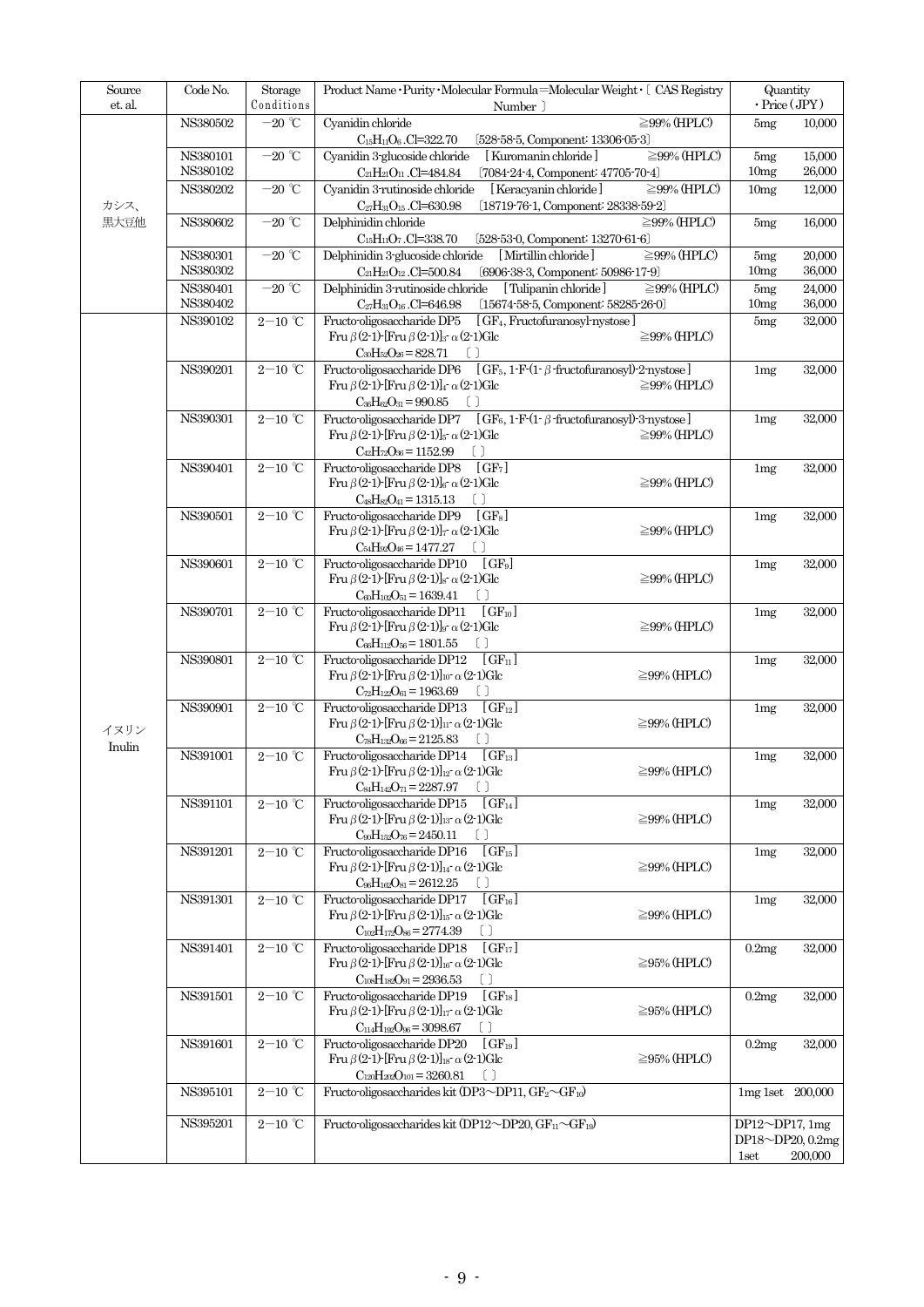| Source et. al. | Code No. | Storage Conditions | Product Name・Purity・Molecular Formula=Molecular Weight・[ CAS Registry Number ] | Quantity ・Price (JPY) |
|---|---|---|---|---|
| カシス、黒大豆他 | NS380502 | −20 ℃ | Cyanidin chloride ≧99% (HPLC)<br>$C_{15}H_{11}O_6$ .Cl=322.70 〔528-58-5, Component: 13306-05-3〕 | 5mg 10,000 |
| | NS380101<br>NS380102 | −20 ℃ | Cyanidin 3-glucoside chloride [Kuromanin chloride] ≧99% (HPLC)<br>$C_{21}H_{21}O_{11}$ .Cl=484.84 〔7084-24-4, Component: 47705-70-4〕 | 5mg 15,000<br>10mg 26,000 |
| | NS380202 | −20 ℃ | Cyanidin 3-rutinoside chloride [Keracyanin chloride] ≧99% (HPLC)<br>$C_{27}H_{31}O_{15}$ .Cl=630.98 〔18719-76-1, Component: 28338-59-2〕 | 10mg 12,000 |
| | NS380602 | −20 ℃ | Delphinidin chloride ≧99% (HPLC)<br>$C_{15}H_{11}O_7$ .Cl=338.70 〔528-53-0, Component: 13270-61-6〕 | 5mg 16,000 |
| | NS380301<br>NS380302 | −20 ℃ | Delphinidin 3-glucoside chloride [Mirtillin chloride] ≧99% (HPLC)<br>$C_{21}H_{21}O_{12}$ .Cl=500.84 〔6906-38-3, Component: 50986-17-9〕 | 5mg 20,000<br>10mg 36,000 |
| | NS380401<br>NS380402 | −20 ℃ | Delphinidin 3-rutinoside chloride [Tulipanin chloride] ≧99% (HPLC)<br>$C_{27}H_{31}O_{16}$ .Cl=646.98 〔15674-58-5, Component: 58285-26-0〕 | 5mg 24,000<br>10mg 36,000 |
| イヌリン Inulin | NS390102 | 2−10 ℃ | Fructo-oligosaccharide DP5 [$GF_4$, Fructofuranosyl-nystose]<br>Fru β(2-1)-[Fru β(2-1)]$_3$- α(2-1)Glc ≧99% (HPLC)<br>$C_{30}H_{52}O_{26}$ = 828.71 〔 〕 | 5mg 32,000 |
| | NS390201 | 2−10 ℃ | Fructo-oligosaccharide DP6 [$GF_5$, 1-F-(1- β-fructofuranosyl)-2-nystose]<br>Fru β(2-1)-[Fru β(2-1)]$_4$- α(2-1)Glc ≧99% (HPLC)<br>$C_{36}H_{62}O_{31}$ = 990.85 〔 〕 | 1mg 32,000 |
| | NS390301 | 2−10 ℃ | Fructo-oligosaccharide DP7 [$GF_6$, 1-F-(1- β-fructofuranosyl)-3-nystose]<br>Fru β(2-1)-[Fru β(2-1)]$_5$- α(2-1)Glc ≧99% (HPLC)<br>$C_{42}H_{72}O_{36}$ = 1152.99 〔 〕 | 1mg 32,000 |
| | NS390401 | 2−10 ℃ | Fructo-oligosaccharide DP8 [$GF_7$]<br>Fru β(2-1)-[Fru β(2-1)]$_6$- α(2-1)Glc ≧99% (HPLC)<br>$C_{48}H_{82}O_{41}$ = 1315.13 〔 〕 | 1mg 32,000 |
| | NS390501 | 2−10 ℃ | Fructo-oligosaccharide DP9 [$GF_8$]<br>Fru β(2-1)-[Fru β(2-1)]$_7$- α(2-1)Glc ≧99% (HPLC)<br>$C_{54}H_{92}O_{46}$ = 1477.27 〔 〕 | 1mg 32,000 |
| | NS390601 | 2−10 ℃ | Fructo-oligosaccharide DP10 [$GF_9$]<br>Fru β(2-1)-[Fru β(2-1)]$_8$- α(2-1)Glc ≧99% (HPLC)<br>$C_{60}H_{102}O_{51}$ = 1639.41 〔 〕 | 1mg 32,000 |
| | NS390701 | 2−10 ℃ | Fructo-oligosaccharide DP11 [$GF_{10}$]<br>Fru β(2-1)-[Fru β(2-1)]$_9$- α(2-1)Glc ≧99% (HPLC)<br>$C_{66}H_{112}O_{56}$ = 1801.55 〔 〕 | 1mg 32,000 |
| | NS390801 | 2−10 ℃ | Fructo-oligosaccharide DP12 [$GF_{11}$]<br>Fru β(2-1)-[Fru β(2-1)]$_{10}$- α(2-1)Glc ≧99% (HPLC)<br>$C_{72}H_{122}O_{61}$ = 1963.69 〔 〕 | 1mg 32,000 |
| | NS390901 | 2−10 ℃ | Fructo-oligosaccharide DP13 [$GF_{12}$]<br>Fru β(2-1)-[Fru β(2-1)]$_{11}$- α(2-1)Glc ≧99% (HPLC)<br>$C_{78}H_{132}O_{66}$ = 2125.83 〔 〕 | 1mg 32,000 |
| | NS391001 | 2−10 ℃ | Fructo-oligosaccharide DP14 [$GF_{13}$]<br>Fru β(2-1)-[Fru β(2-1)]$_{12}$- α(2-1)Glc ≧99% (HPLC)<br>$C_{84}H_{142}O_{71}$ = 2287.97 〔 〕 | 1mg 32,000 |
| | NS391101 | 2−10 ℃ | Fructo-oligosaccharide DP15 [$GF_{14}$]<br>Fru β(2-1)-[Fru β(2-1)]$_{13}$- α(2-1)Glc ≧99% (HPLC)<br>$C_{90}H_{152}O_{76}$ = 2450.11 〔 〕 | 1mg 32,000 |
| | NS391201 | 2−10 ℃ | Fructo-oligosaccharide DP16 [$GF_{15}$]<br>Fru β(2-1)-[Fru β(2-1)]$_{14}$- α(2-1)Glc ≧99% (HPLC)<br>$C_{96}H_{162}O_{81}$ = 2612.25 〔 〕 | 1mg 32,000 |
| | NS391301 | 2−10 ℃ | Fructo-oligosaccharide DP17 [$GF_{16}$]<br>Fru β(2-1)-[Fru β(2-1)]$_{15}$- α(2-1)Glc ≧99% (HPLC)<br>$C_{102}H_{172}O_{86}$ = 2774.39 〔 〕 | 1mg 32,000 |
| | NS391401 | 2−10 ℃ | Fructo-oligosaccharide DP18 [$GF_{17}$]<br>Fru β(2-1)-[Fru β(2-1)]$_{16}$- α(2-1)Glc ≧95% (HPLC)<br>$C_{108}H_{182}O_{91}$ = 2936.53 〔 〕 | 0.2mg 32,000 |
| | NS391501 | 2−10 ℃ | Fructo-oligosaccharide DP19 [$GF_{18}$]<br>Fru β(2-1)-[Fru β(2-1)]$_{17}$- α(2-1)Glc ≧95% (HPLC)<br>$C_{114}H_{192}O_{96}$ = 3098.67 〔 〕 | 0.2mg 32,000 |
| | NS391601 | 2−10 ℃ | Fructo-oligosaccharide DP20 [$GF_{19}$]<br>Fru β(2-1)-[Fru β(2-1)]$_{18}$- α(2-1)Glc ≧95% (HPLC)<br>$C_{120}H_{202}O_{101}$ = 3260.81 〔 〕 | 0.2mg 32,000 |
| | NS395101 | 2−10 ℃ | Fructo-oligosaccharides kit (DP3〜DP11, $GF_2$〜$GF_{10}$) | 1mg 1set 200,000 |
| | NS395201 | 2−10 ℃ | Fructo-oligosaccharides kit (DP12〜DP20, $GF_{11}$〜$GF_{19}$) | DP12〜DP17, 1mg<br>DP18〜DP20, 0.2mg<br>1set 200,000 |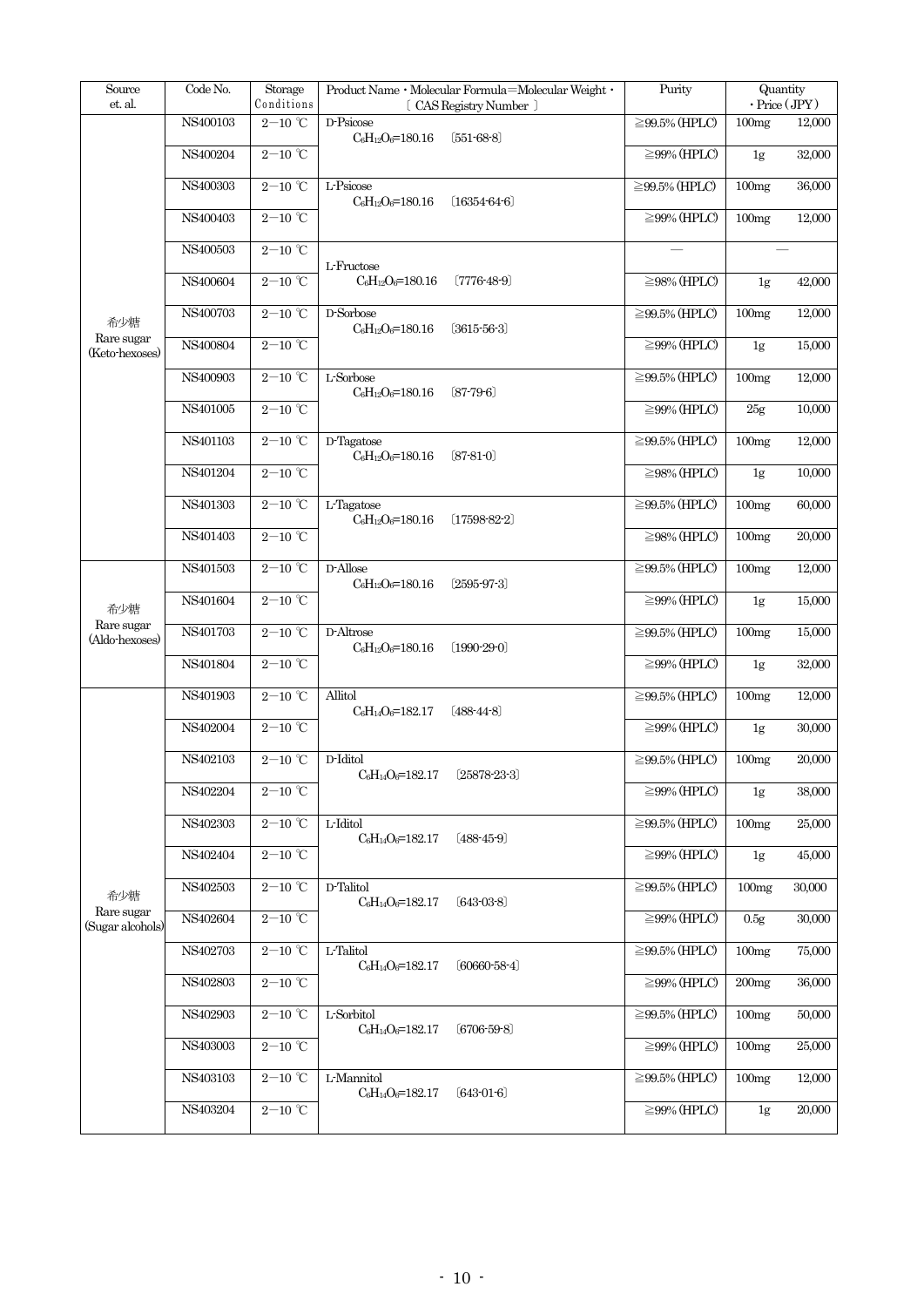| Source et. al. | Code No. | Storage Conditions | Product Name・Molecular Formula＝Molecular Weight・〔CAS Registry Number〕 | Purity | Quantity | ・Price (JPY) |
|---|---|---|---|---|---|---|
| 希少糖 Rare sugar (Keto-hexoses) | NS400103 | 2－10 ℃ | D-Psicose $C_6H_{12}O_6$=180.16 〔551-68-8〕 | ≧99.5% (HPLC) | 100mg | 12,000 |
| | NS400204 | 2－10 ℃ | | ≧99% (HPLC) | 1g | 32,000 |
| | NS400303 | 2－10 ℃ | L-Psicose $C_6H_{12}O_6$=180.16 〔16354-64-6〕 | ≧99.5% (HPLC) | 100mg | 36,000 |
| | NS400403 | 2－10 ℃ | | ≧99% (HPLC) | 100mg | 12,000 |
| | NS400503 | 2－10 ℃ | L-Fructose $C_6H_{12}O_6$=180.16 〔7776-48-9〕 | — | — | |
| | NS400604 | 2－10 ℃ | | ≧98% (HPLC) | 1g | 42,000 |
| | NS400703 | 2－10 ℃ | D-Sorbose $C_6H_{12}O_6$=180.16 〔3615-56-3〕 | ≧99.5% (HPLC) | 100mg | 12,000 |
| | NS400804 | 2－10 ℃ | | ≧99% (HPLC) | 1g | 15,000 |
| | NS400903 | 2－10 ℃ | L-Sorbose $C_6H_{12}O_6$=180.16 〔87-79-6〕 | ≧99.5% (HPLC) | 100mg | 12,000 |
| | NS401005 | 2－10 ℃ | | ≧99% (HPLC) | 25g | 10,000 |
| | NS401103 | 2－10 ℃ | D-Tagatose $C_6H_{12}O_6$=180.16 〔87-81-0〕 | ≧99.5% (HPLC) | 100mg | 12,000 |
| | NS401204 | 2－10 ℃ | | ≧98% (HPLC) | 1g | 10,000 |
| | NS401303 | 2－10 ℃ | L-Tagatose $C_6H_{12}O_6$=180.16 〔17598-82-2〕 | ≧99.5% (HPLC) | 100mg | 60,000 |
| | NS401403 | 2－10 ℃ | | ≧98% (HPLC) | 100mg | 20,000 |
| 希少糖 Rare sugar (Aldo-hexoses) | NS401503 | 2－10 ℃ | D-Allose $C_6H_{12}O_6$=180.16 〔2595-97-3〕 | ≧99.5% (HPLC) | 100mg | 12,000 |
| | NS401604 | 2－10 ℃ | | ≧99% (HPLC) | 1g | 15,000 |
| | NS401703 | 2－10 ℃ | D-Altrose $C_6H_{12}O_6$=180.16 〔1990-29-0〕 | ≧99.5% (HPLC) | 100mg | 15,000 |
| | NS401804 | 2－10 ℃ | | ≧99% (HPLC) | 1g | 32,000 |
| 希少糖 Rare sugar (Sugar alcohols) | NS401903 | 2－10 ℃ | Allitol $C_6H_{14}O_6$=182.17 〔488-44-8〕 | ≧99.5% (HPLC) | 100mg | 12,000 |
| | NS402004 | 2－10 ℃ | | ≧99% (HPLC) | 1g | 30,000 |
| | NS402103 | 2－10 ℃ | D-Iditol $C_6H_{14}O_6$=182.17 〔25878-23-3〕 | ≧99.5% (HPLC) | 100mg | 20,000 |
| | NS402204 | 2－10 ℃ | | ≧99% (HPLC) | 1g | 38,000 |
| | NS402303 | 2－10 ℃ | L-Iditol $C_6H_{14}O_6$=182.17 〔488-45-9〕 | ≧99.5% (HPLC) | 100mg | 25,000 |
| | NS402404 | 2－10 ℃ | | ≧99% (HPLC) | 1g | 45,000 |
| | NS402503 | 2－10 ℃ | D-Talitol $C_6H_{14}O_6$=182.17 〔643-03-8〕 | ≧99.5% (HPLC) | 100mg | 30,000 |
| | NS402604 | 2－10 ℃ | | ≧99% (HPLC) | 0.5g | 30,000 |
| | NS402703 | 2－10 ℃ | L-Talitol $C_6H_{14}O_6$=182.17 〔60660-58-4〕 | ≧99.5% (HPLC) | 100mg | 75,000 |
| | NS402803 | 2－10 ℃ | | ≧99% (HPLC) | 200mg | 36,000 |
| | NS402903 | 2－10 ℃ | L-Sorbitol $C_6H_{14}O_6$=182.17 〔6706-59-8〕 | ≧99.5% (HPLC) | 100mg | 50,000 |
| | NS403003 | 2－10 ℃ | | ≧99% (HPLC) | 100mg | 25,000 |
| | NS403103 | 2－10 ℃ | L-Mannitol $C_6H_{14}O_6$=182.17 〔643-01-6〕 | ≧99.5% (HPLC) | 100mg | 12,000 |
| | NS403204 | 2－10 ℃ | | ≧99% (HPLC) | 1g | 20,000 |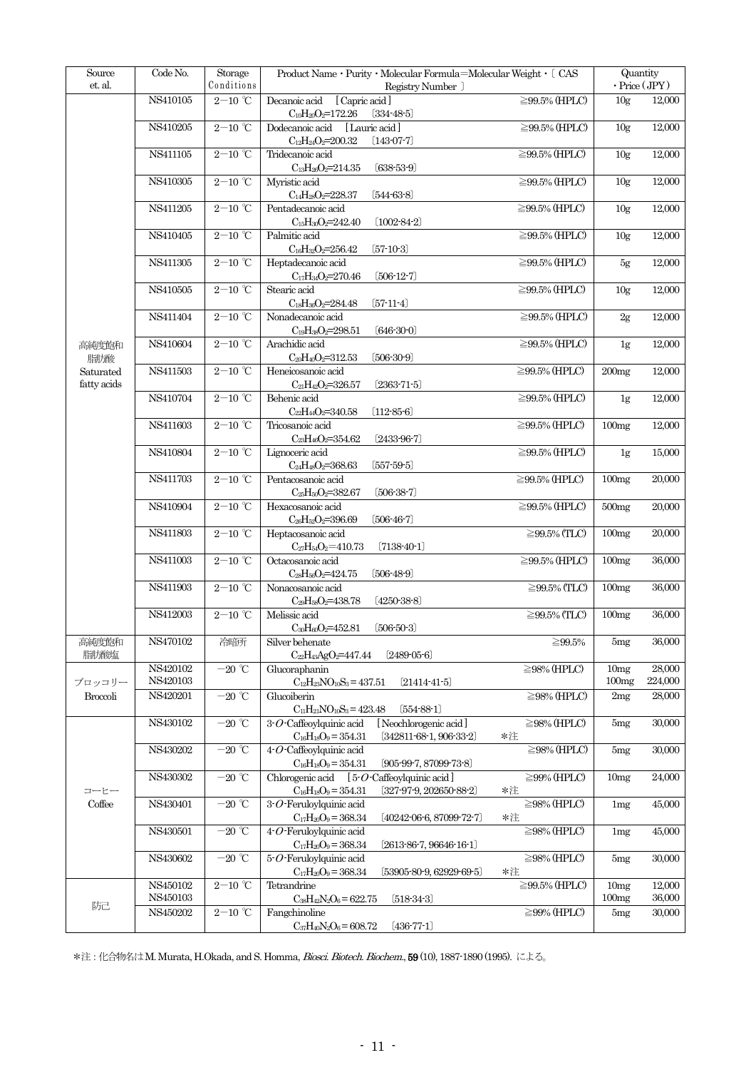| Source et. al. | Code No. | Storage Conditions | Product Name・Purity・Molecular Formula=Molecular Weight・〔 CAS Registry Number 〕 | | Quantity ・Price (JPY) | |
|---|---|---|---|---|---|---|
| 高純度飽和脂肪酸 Saturated fatty acids | NS410105 | 2－10 ℃ | Decanoic acid ［Capric acid］ $C_{10}H_{20}O_2$=172.26 〔334-48-5〕 | ≧99.5% (HPLC) | 10g | 12,000 |
| | NS410205 | 2－10 ℃ | Dodecanoic acid ［Lauric acid］ $C_{12}H_{24}O_2$=200.32 〔143-07-7〕 | ≧99.5% (HPLC) | 10g | 12,000 |
| | NS411105 | 2－10 ℃ | Tridecanoic acid $C_{13}H_{26}O_2$=214.35 〔638-53-9〕 | ≧99.5% (HPLC) | 10g | 12,000 |
| | NS410305 | 2－10 ℃ | Myristic acid $C_{14}H_{28}O_2$=228.37 〔544-63-8〕 | ≧99.5% (HPLC) | 10g | 12,000 |
| | NS411205 | 2－10 ℃ | Pentadecanoic acid $C_{15}H_{30}O_2$=242.40 〔1002-84-2〕 | ≧99.5% (HPLC) | 10g | 12,000 |
| | NS410405 | 2－10 ℃ | Palmitic acid $C_{16}H_{32}O_2$=256.42 〔57-10-3〕 | ≧99.5% (HPLC) | 10g | 12,000 |
| | NS411305 | 2－10 ℃ | Heptadecanoic acid $C_{17}H_{34}O_2$=270.46 〔506-12-7〕 | ≧99.5% (HPLC) | 5g | 12,000 |
| | NS410505 | 2－10 ℃ | Stearic acid $C_{18}H_{36}O_2$=284.48 〔57-11-4〕 | ≧99.5% (HPLC) | 10g | 12,000 |
| | NS411404 | 2－10 ℃ | Nonadecanoic acid $C_{19}H_{38}O_2$=298.51 〔646-30-0〕 | ≧99.5% (HPLC) | 2g | 12,000 |
| | NS410604 | 2－10 ℃ | Arachidic acid $C_{20}H_{40}O_2$=312.53 〔506-30-9〕 | ≧99.5% (HPLC) | 1g | 12,000 |
| | NS411503 | 2－10 ℃ | Heneicosanoic acid $C_{21}H_{42}O_2$=326.57 〔2363-71-5〕 | ≧99.5% (HPLC) | 200mg | 12,000 |
| | NS410704 | 2－10 ℃ | Behenic acid $C_{22}H_{44}O_2$=340.58 〔112-85-6〕 | ≧99.5% (HPLC) | 1g | 12,000 |
| | NS411603 | 2－10 ℃ | Tricosanoic acid $C_{23}H_{46}O_2$=354.62 〔2433-96-7〕 | ≧99.5% (HPLC) | 100mg | 12,000 |
| | NS410804 | 2－10 ℃ | Lignoceric acid $C_{24}H_{48}O_2$=368.63 〔557-59-5〕 | ≧99.5% (HPLC) | 1g | 15,000 |
| | NS411703 | 2－10 ℃ | Pentacosanoic acid $C_{25}H_{50}O_2$=382.67 〔506-38-7〕 | ≧99.5% (HPLC) | 100mg | 20,000 |
| | NS410904 | 2－10 ℃ | Hexacosanoic acid $C_{26}H_{52}O_2$=396.69 〔506-46-7〕 | ≧99.5% (HPLC) | 500mg | 20,000 |
| | NS411803 | 2－10 ℃ | Heptacosanoic acid $C_{27}H_{54}O_2$=410.73 〔7138-40-1〕 | ≧99.5% (TLC) | 100mg | 20,000 |
| | NS411003 | 2－10 ℃ | Octacosanoic acid $C_{28}H_{56}O_2$=424.75 〔506-48-9〕 | ≧99.5% (HPLC) | 100mg | 36,000 |
| | NS411903 | 2－10 ℃ | Nonacosanoic acid $C_{29}H_{58}O_2$=438.78 〔4250-38-8〕 | ≧99.5% (TLC) | 100mg | 36,000 |
| | NS412003 | 2－10 ℃ | Melissic acid $C_{30}H_{60}O_2$=452.81 〔506-50-3〕 | ≧99.5% (TLC) | 100mg | 36,000 |
| 高純度飽和脂肪酸塩 | NS470102 | 冷暗所 | Silver behenate $C_{22}H_{43}AgO_2$=447.44 〔2489-05-6〕 | ≧99.5% | 5mg | 36,000 |
| ブロッコリー Broccoli | NS420102 NS420103 | －20 ℃ | Glucoraphanin $C_{12}H_{23}NO_{10}S_3$ = 437.51 〔21414-41-5〕 | ≧98% (HPLC) | 10mg 100mg | 28,000 224,000 |
| | NS420201 | －20 ℃ | Glucoiberin $C_{11}H_{21}NO_{10}S_3$ = 423.48 〔554-88-1〕 | ≧98% (HPLC) | 2mg | 28,000 |
| コーヒー Coffee | NS430102 | －20 ℃ | 3-*O*-Caffeoylquinic acid ［Neochlorogenic acid］ $C_{16}H_{18}O_9$ = 354.31 〔342811-68-1, 906-33-2〕 *注 | ≧98% (HPLC) | 5mg | 30,000 |
| | NS430202 | －20 ℃ | 4-*O*-Caffeoylquinic acid $C_{16}H_{18}O_9$ = 354.31 〔905-99-7, 87099-73-8〕 | ≧98% (HPLC) | 5mg | 30,000 |
| | NS430302 | －20 ℃ | Chlorogenic acid ［5-*O*-Caffeoylquinic acid］ $C_{16}H_{18}O_9$ = 354.31 〔327-97-9, 202650-88-2〕 *注 | ≧99% (HPLC) | 10mg | 24,000 |
| | NS430401 | －20 ℃ | 3-*O*-Feruloylquinic acid $C_{17}H_{20}O_9$ = 368.34 〔40242-06-6, 87099-72-7〕 *注 | ≧98% (HPLC) | 1mg | 45,000 |
| | NS430501 | －20 ℃ | 4-*O*-Feruloylquinic acid $C_{17}H_{20}O_9$ = 368.34 〔2613-86-7, 96646-16-1〕 | ≧98% (HPLC) | 1mg | 45,000 |
| | NS430602 | －20 ℃ | 5-*O*-Feruloylquinic acid $C_{17}H_{20}O_9$ = 368.34 〔53905-80-9, 62929-69-5〕 *注 | ≧98% (HPLC) | 5mg | 30,000 |
| 防已 | NS450102 NS450103 | 2－10 ℃ | Tetrandrine $C_{38}H_{42}N_2O_6$ = 622.75 〔518-34-3〕 | ≧99.5% (HPLC) | 10mg 100mg | 12,000 36,000 |
| | NS450202 | 2－10 ℃ | Fangchinoline $C_{37}H_{40}N_2O_6$ = 608.72 〔436-77-1〕 | ≧99% (HPLC) | 5mg | 30,000 |

*注 : 化合物名はM. Murata, H.Okada, and S. Homma, *Biosci. Biotech. Biochem.*, **59** (10), 1887-1890 (1995). による。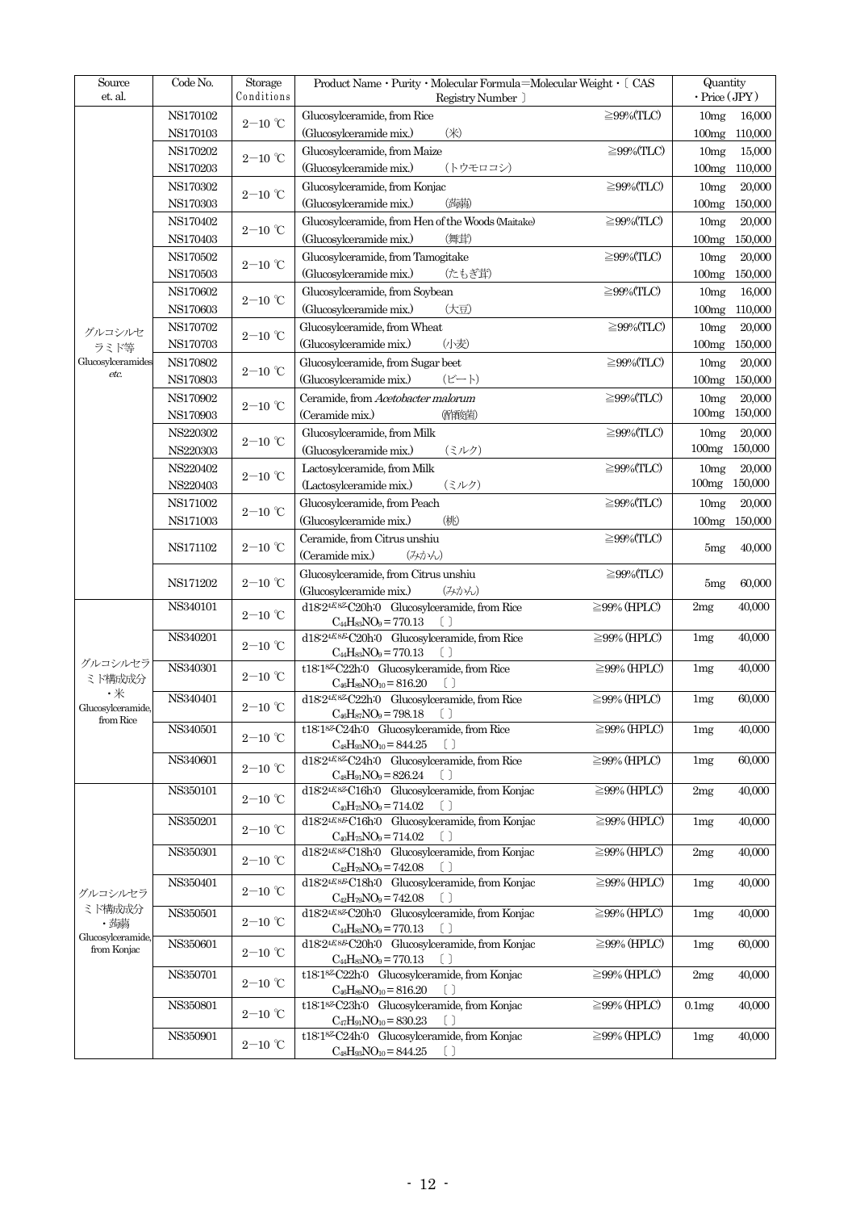| Source et. al. | Code No. | Storage Conditions | Product Name・Purity・Molecular Formula=Molecular Weight・〔 CAS Registry Number 〕 | Quantity ・Price (JPY) |
|---|---|---|---|---|
| グルコシルセラミド等 Glucosylceramides *etc.* | NS170102<br>NS170103 | 2−10 ℃ | Glucosylceramide, from Rice ≧99%(TLC)<br>(Glucosylceramide mix.) (米) | 10mg 16,000<br>100mg 110,000 |
| | NS170202<br>NS170203 | 2−10 ℃ | Glucosylceramide, from Maize ≧99%(TLC)<br>(Glucosylceramide mix.) (トウモロコシ) | 10mg 15,000<br>100mg 110,000 |
| | NS170302<br>NS170303 | 2−10 ℃ | Glucosylceramide, from Konjac ≧99%(TLC)<br>(Glucosylceramide mix.) (蒟蒻) | 10mg 20,000<br>100mg 150,000 |
| | NS170402<br>NS170403 | 2−10 ℃ | Glucosylceramide, from Hen of the Woods (Maitake) ≧99%(TLC)<br>(Glucosylceramide mix.) (舞茸) | 10mg 20,000<br>100mg 150,000 |
| | NS170502<br>NS170503 | 2−10 ℃ | Glucosylceramide, from Tamogitake ≧99%(TLC)<br>(Glucosylceramide mix.) (たもぎ茸) | 10mg 20,000<br>100mg 150,000 |
| | NS170602<br>NS170603 | 2−10 ℃ | Glucosylceramide, from Soybean ≧99%(TLC)<br>(Glucosylceramide mix.) (大豆) | 10mg 16,000<br>100mg 110,000 |
| | NS170702<br>NS170703 | 2−10 ℃ | Glucosylceramide, from Wheat ≧99%(TLC)<br>(Glucosylceramide mix.) (小麦) | 10mg 20,000<br>100mg 150,000 |
| | NS170802<br>NS170803 | 2−10 ℃ | Glucosylceramide, from Sugar beet ≧99%(TLC)<br>(Glucosylceramide mix.) (ビート) | 10mg 20,000<br>100mg 150,000 |
| | NS170902<br>NS170903 | 2−10 ℃ | Ceramide, from *Acetobacter malorum* ≧99%(TLC)<br>(Ceramide mix.) (酢酸菌) | 10mg 20,000<br>100mg 150,000 |
| | NS220302<br>NS220303 | 2−10 ℃ | Glucosylceramide, from Milk ≧99%(TLC)<br>(Glucosylceramide mix.) (ミルク) | 10mg 20,000<br>100mg 150,000 |
| | NS220402<br>NS220403 | 2−10 ℃ | Lactosylceramide, from Milk ≧99%(TLC)<br>(Lactosylceramide mix.) (ミルク) | 10mg 20,000<br>100mg 150,000 |
| | NS171002<br>NS171003 | 2−10 ℃ | Glucosylceramide, from Peach ≧99%(TLC)<br>(Glucosylceramide mix.) (桃) | 10mg 20,000<br>100mg 150,000 |
| | NS171102 | 2−10 ℃ | Ceramide, from Citrus unshiu ≧99%(TLC)<br>(Ceramide mix.) (みかん) | 5mg 40,000 |
| | NS171202 | 2−10 ℃ | Glucosylceramide, from Citrus unshiu ≧99%(TLC)<br>(Glucosylceramide mix.) (みかん) | 5mg 60,000 |
| グルコシルセラミド構成成分・米 Glucosylceramide, from Rice | NS340101 | 2−10 ℃ | d18:2$^{4E,8Z}$-C20h:0 Glucosylceramide, from Rice ≧99% (HPLC)<br>$C_{44}H_{83}NO_9$ = 770.13 〔 〕 | 2mg 40,000 |
| | NS340201 | 2−10 ℃ | d18:2$^{4E,8E}$-C20h:0 Glucosylceramide, from Rice ≧99% (HPLC)<br>$C_{44}H_{83}NO_9$ = 770.13 〔 〕 | 1mg 40,000 |
| | NS340301 | 2−10 ℃ | t18:1$^{8Z}$-C22h:0 Glucosylceramide, from Rice ≧99% (HPLC)<br>$C_{46}H_{89}NO_{10}$ = 816.20 〔 〕 | 1mg 40,000 |
| | NS340401 | 2−10 ℃ | d18:2$^{4E,8Z}$-C22h:0 Glucosylceramide, from Rice ≧99% (HPLC)<br>$C_{46}H_{87}NO_9$ = 798.18 〔 〕 | 1mg 60,000 |
| | NS340501 | 2−10 ℃ | t18:1$^{8Z}$-C24h:0 Glucosylceramide, from Rice ≧99% (HPLC)<br>$C_{48}H_{93}NO_{10}$ = 844.25 〔 〕 | 1mg 40,000 |
| | NS340601 | 2−10 ℃ | d18:2$^{4E,8Z}$-C24h:0 Glucosylceramide, from Rice ≧99% (HPLC)<br>$C_{48}H_{91}NO_9$ = 826.24 〔 〕 | 1mg 60,000 |
| グルコシルセラミド構成成分・蒟蒻 Glucosylceramide, from Konjac | NS350101 | 2−10 ℃ | d18:2$^{4E,8Z}$-C16h:0 Glucosylceramide, from Konjac ≧99% (HPLC)<br>$C_{40}H_{75}NO_9$ = 714.02 〔 〕 | 2mg 40,000 |
| | NS350201 | 2−10 ℃ | d18:2$^{4E,8E}$-C16h:0 Glucosylceramide, from Konjac ≧99% (HPLC)<br>$C_{40}H_{75}NO_9$ = 714.02 〔 〕 | 1mg 40,000 |
| | NS350301 | 2−10 ℃ | d18:2$^{4E,8Z}$-C18h:0 Glucosylceramide, from Konjac ≧99% (HPLC)<br>$C_{42}H_{79}NO_9$ = 742.08 〔 〕 | 2mg 40,000 |
| | NS350401 | 2−10 ℃ | d18:2$^{4E,8E}$-C18h:0 Glucosylceramide, from Konjac ≧99% (HPLC)<br>$C_{42}H_{79}NO_9$ = 742.08 〔 〕 | 1mg 40,000 |
| | NS350501 | 2−10 ℃ | d18:2$^{4E,8Z}$-C20h:0 Glucosylceramide, from Konjac ≧99% (HPLC)<br>$C_{44}H_{83}NO_9$ = 770.13 〔 〕 | 1mg 40,000 |
| | NS350601 | 2−10 ℃ | d18:2$^{4E,8E}$-C20h:0 Glucosylceramide, from Konjac ≧99% (HPLC)<br>$C_{44}H_{83}NO_9$ = 770.13 〔 〕 | 1mg 60,000 |
| | NS350701 | 2−10 ℃ | t18:1$^{8Z}$-C22h:0 Glucosylceramide, from Konjac ≧99% (HPLC)<br>$C_{46}H_{89}NO_{10}$ = 816.20 〔 〕 | 2mg 40,000 |
| | NS350801 | 2−10 ℃ | t18:1$^{8Z}$-C23h:0 Glucosylceramide, from Konjac ≧99% (HPLC)<br>$C_{47}H_{91}NO_{10}$ = 830.23 〔 〕 | 0.1mg 40,000 |
| | NS350901 | 2−10 ℃ | t18:1$^{8Z}$-C24h:0 Glucosylceramide, from Konjac ≧99% (HPLC)<br>$C_{48}H_{93}NO_{10}$ = 844.25 〔 〕 | 1mg 40,000 |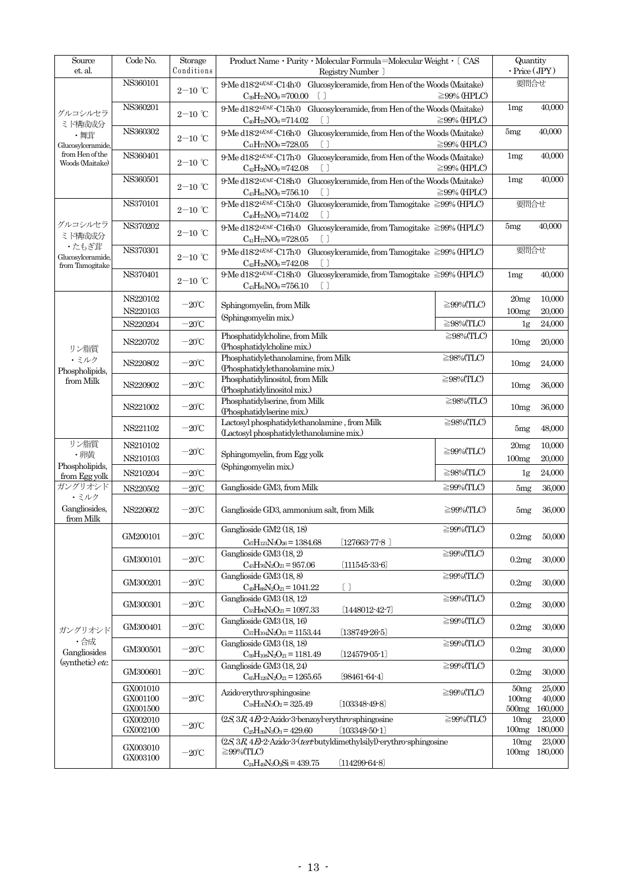| Source et. al. | Code No. | Storage Conditions | Product Name・Purity・Molecular Formula=Molecular Weight・〔 CAS Registry Number 〕 | | Quantity ・Price (JPY) | |
|---|---|---|---|---|---|---|
| グルコシルセラミド構成成分 ・舞茸 Glucosylceramide, from Hen of the Woods (Maitake) | NS360101 | 2−10 ℃ | 9-Me d18:2$^{4E8E}$-C14h:0 Glucosylceramide, from Hen of the Woods (Maitake) $C_{39}H_{73}NO_9$=700.00 〔 〕 | ≧99% (HPLC) | 要問合せ | |
| | NS360201 | 2−10 ℃ | 9-Me d18:2$^{4E8E}$-C15h:0 Glucosylceramide, from Hen of the Woods (Maitake) $C_{40}H_{75}NO_9$=714.02 〔 〕 | ≧99% (HPLC) | 1mg | 40,000 |
| | NS360302 | 2−10 ℃ | 9-Me d18:2$^{4E8E}$-C16h:0 Glucosylceramide, from Hen of the Woods (Maitake) $C_{41}H_{77}NO_9$=728.05 〔 〕 | ≧99% (HPLC) | 5mg | 40,000 |
| | NS360401 | 2−10 ℃ | 9-Me d18:2$^{4E8E}$-C17h:0 Glucosylceramide, from Hen of the Woods (Maitake) $C_{42}H_{79}NO_9$=742.08 〔 〕 | ≧99% (HPLC) | 1mg | 40,000 |
| | NS360501 | 2−10 ℃ | 9-Me d18:2$^{4E8E}$-C18h:0 Glucosylceramide, from Hen of the Woods (Maitake) $C_{43}H_{81}NO_9$=756.10 〔 〕 | ≧99% (HPLC) | 1mg | 40,000 |
| グルコシルセラミド構成成分 ・たもぎ茸 Glucosylceramide, from Tamogitake | NS370101 | 2−10 ℃ | 9-Me d18:2$^{4E8E}$-C15h:0 Glucosylceramide, from Tamogitake ≧99% (HPLC) $C_{40}H_{75}NO_9$=714.02 〔 〕 | | 要問合せ | |
| | NS370202 | 2−10 ℃ | 9-Me d18:2$^{4E8E}$-C16h:0 Glucosylceramide, from Tamogitake ≧99% (HPLC) $C_{41}H_{77}NO_9$=728.05 〔 〕 | | 5mg | 40,000 |
| | NS370301 | 2−10 ℃ | 9-Me d18:2$^{4E8E}$-C17h:0 Glucosylceramide, from Tamogitake ≧99% (HPLC) $C_{42}H_{79}NO_9$=742.08 〔 〕 | | 要問合せ | |
| | NS370401 | 2−10 ℃ | 9-Me d18:2$^{4E8E}$-C18h:0 Glucosylceramide, from Tamogitake ≧99% (HPLC) $C_{43}H_{81}NO_9$=756.10 〔 〕 | | 1mg | 40,000 |
| リン脂質 ・ミルク Phospholipids, from Milk | NS220102 NS220103 | −20℃ | Sphingomyelin, from Milk (Sphingomyelin mix.) | ≧99%(TLC) | 20mg 100mg | 10,000 20,000 |
| | NS220204 | −20℃ | | ≧98%(TLC) | 1g | 24,000 |
| | NS220702 | −20℃ | Phosphatidylcholine, from Milk (Phosphatidylcholine mix.) | ≧98%(TLC) | 10mg | 20,000 |
| | NS220802 | −20℃ | Phosphatidylethanolamine, from Milk (Phosphatidylethanolamine mix.) | ≧98%(TLC) | 10mg | 24,000 |
| | NS220902 | −20℃ | Phosphatidylinositol, from Milk (Phosphatidylinositol mix.) | ≧98%(TLC) | 10mg | 36,000 |
| | NS221002 | −20℃ | Phosphatidylserine, from Milk (Phosphatidylserine mix.) | ≧98%(TLC) | 10mg | 36,000 |
| | NS221102 | −20℃ | Lactosyl phosphatidylethanolamine , from Milk (Lactosyl phosphatidylethanolamine mix.) | ≧98%(TLC) | 5mg | 48,000 |
| リン脂質 ・卵黄 Phospholipids, from Egg yolk | NS210102 NS210103 | −20℃ | Sphingomyelin, from Egg yolk (Sphingomyelin mix.) | ≧99%(TLC) | 20mg 100mg | 10,000 20,000 |
| | NS210204 | −20℃ | | ≧98%(TLC) | 1g | 24,000 |
| ガングリオシド ・ミルク Gangliosides, from Milk | NS220502 | −20℃ | Ganglioside GM3, from Milk | ≧99%(TLC) | 5mg | 36,000 |
| | NS220602 | −20℃ | Ganglioside GD3, ammonium salt, from Milk | ≧99%(TLC) | 5mg | 36,000 |
| ガングリオシド ・合成 Gangliosides (synthetic) *etc.* | GM200101 | −20℃ | Ganglioside GM2 (18, 18) $C_{67}H_{121}N_3O_{26}$ = 1384.68 〔127663-77-8 〕 | ≧99%(TLC) | 0.2mg | 50,000 |
| | GM300101 | −20℃ | Ganglioside GM3 (18, 2) $C_{43}H_{76}N_2O_{21}$ = 957.06 〔111545-33-6〕 | ≧99%(TLC) | 0.2mg | 30,000 |
| | GM300201 | −20℃ | Ganglioside GM3 (18, 8) $C_{49}H_{88}N_2O_{21}$ = 1041.22 〔 〕 | ≧99%(TLC) | 0.2mg | 30,000 |
| | GM300301 | −20℃ | Ganglioside GM3 (18, 12) $C_{53}H_{96}N_2O_{21}$ = 1097.33 〔1448012-42-7〕 | ≧99%(TLC) | 0.2mg | 30,000 |
| | GM300401 | −20℃ | Ganglioside GM3 (18, 16) $C_{57}H_{104}N_2O_{21}$ = 1153.44 〔138749-26-5〕 | ≧99%(TLC) | 0.2mg | 30,000 |
| | GM300501 | −20℃ | Ganglioside GM3 (18, 18) $C_{59}H_{108}N_2O_{21}$ = 1181.49 〔124579-05-1〕 | ≧99%(TLC) | 0.2mg | 30,000 |
| | GM300601 | −20℃ | Ganglioside GM3 (18, 24) $C_{65}H_{120}N_2O_{21}$ = 1265.65 〔98461-64-4〕 | ≧99%(TLC) | 0.2mg | 30,000 |
| | GX001010 GX001100 GX001500 | −20℃ | Azido-erythro-sphingosine $C_{18}H_{35}N_3O_2$ = 325.49 〔103348-49-8〕 | ≧99%(TLC) | 50mg 100mg 500mg | 25,000 40,000 160,000 |
| | GX002010 GX002100 | −20℃ | (2*S*, 3*R*, 4*E*)-2-Azido-3-benzoyl-erythro-sphingosine $C_{25}H_{39}N_3O_3$ = 429.60 〔103348-50-1〕 | ≧99%(TLC) | 10mg 100mg | 23,000 180,000 |
| | GX003010 GX003100 | −20℃ | (2*S*, 3*R*, 4*E*)-2-Azido-3-(*tert*-butyldimethylsilyl)-erythro-sphingosine ≧99%(TLC) $C_{24}H_{49}N_3O_2Si$ = 439.75 〔114299-64-8〕 | | 10mg 100mg | 23,000 180,000 |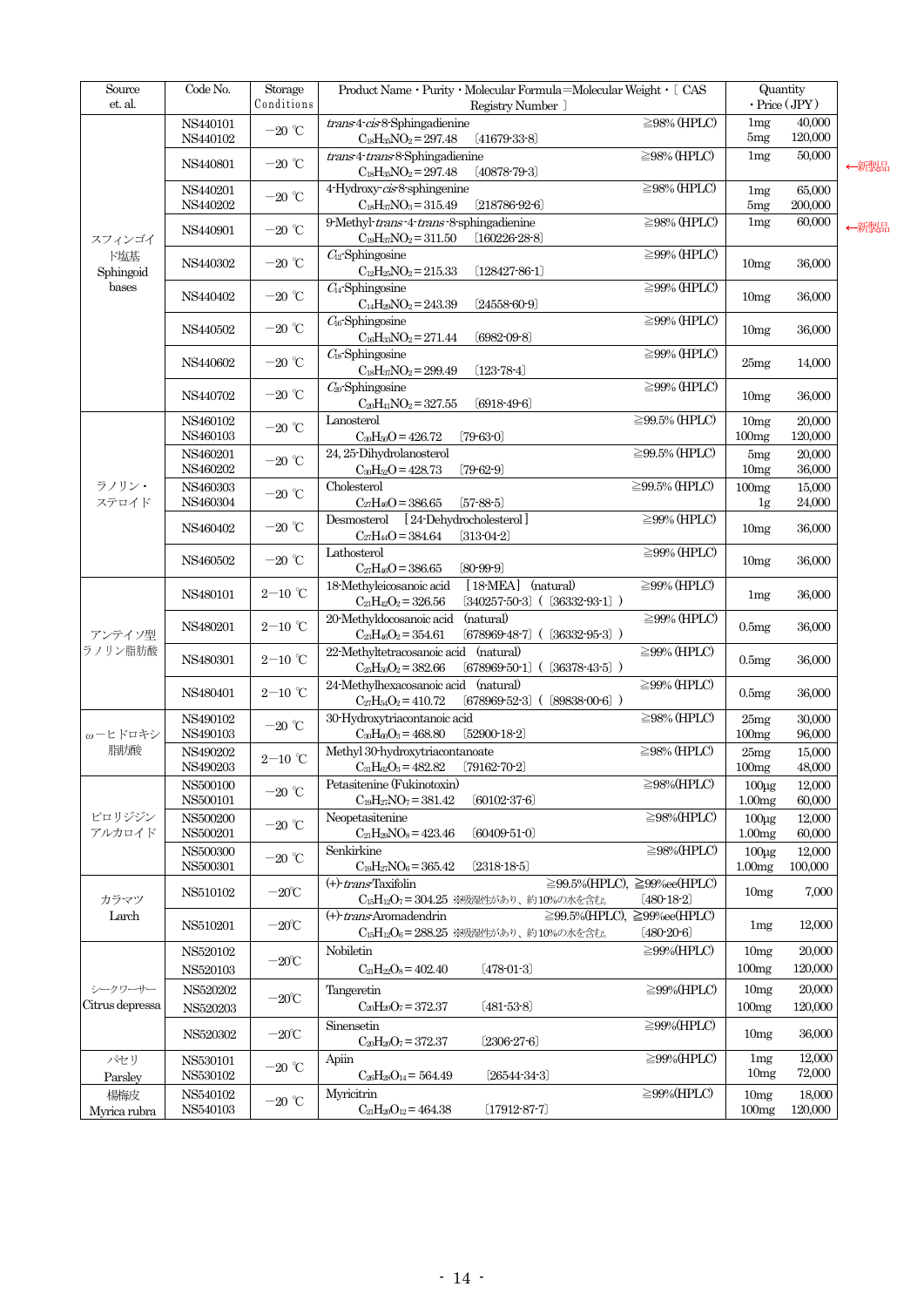| Source et. al. | Code No. | Storage Conditions | Product Name・Purity・Molecular Formula=Molecular Weight・〔 CAS Registry Number 〕 | Quantity・Price (JPY) | |
|---|---|---|---|---|---|
| スフィンゴイド塩基 Sphingoid bases | NS440101<br>NS440102 | −20 ℃ | *trans*-4-*cis*-8-Sphingadienine ≧98% (HPLC)<br>$C_{18}H_{35}NO_2$ = 297.48 〔41679-33-8〕 | 1mg 40,000<br>5mg 120,000 | |
| | NS440801 | −20 ℃ | *trans*-4-*trans*-8-Sphingadienine ≧98% (HPLC)<br>$C_{18}H_{35}NO_2$ = 297.48 〔40878-79-3〕 | 1mg 50,000 | ←新製品 |
| | NS440201<br>NS440202 | −20 ℃ | 4-Hydroxy-*cis*-8-sphingenine ≧98% (HPLC)<br>$C_{18}H_{37}NO_3$ = 315.49 〔218786-92-6〕 | 1mg 65,000<br>5mg 200,000 | |
| | NS440901 | −20 ℃ | 9-Methyl-*trans*-4-*trans*-8-sphingadienine ≧98% (HPLC)<br>$C_{19}H_{37}NO_2$ = 311.50 〔160226-28-8〕 | 1mg 60,000 | ←新製品 |
| | NS440302 | −20 ℃ | $C_{12}$-Sphingosine ≧99% (HPLC)<br>$C_{12}H_{25}NO_2$ = 215.33 〔128427-86-1〕 | 10mg 36,000 | |
| | NS440402 | −20 ℃ | $C_{14}$-Sphingosine ≧99% (HPLC)<br>$C_{14}H_{29}NO_2$ = 243.39 〔24558-60-9〕 | 10mg 36,000 | |
| | NS440502 | −20 ℃ | $C_{16}$-Sphingosine ≧99% (HPLC)<br>$C_{16}H_{33}NO_2$ = 271.44 〔6982-09-8〕 | 10mg 36,000 | |
| | NS440602 | −20 ℃ | $C_{18}$-Sphingosine ≧99% (HPLC)<br>$C_{18}H_{37}NO_2$ = 299.49 〔123-78-4〕 | 25mg 14,000 | |
| | NS440702 | −20 ℃ | $C_{20}$-Sphingosine ≧99% (HPLC)<br>$C_{20}H_{41}NO_2$ = 327.55 〔6918-49-6〕 | 10mg 36,000 | |
| ラノリン・ステロイド | NS460102<br>NS460103 | −20 ℃ | Lanosterol ≧99.5% (HPLC)<br>$C_{30}H_{50}O$ = 426.72 〔79-63-0〕 | 10mg 20,000<br>100mg 120,000 | |
| | NS460201<br>NS460202 | −20 ℃ | 24, 25-Dihydrolanosterol ≧99.5% (HPLC)<br>$C_{30}H_{52}O$ = 428.73 〔79-62-9〕 | 5mg 20,000<br>10mg 36,000 | |
| | NS460303<br>NS460304 | −20 ℃ | Cholesterol ≧99.5% (HPLC)<br>$C_{27}H_{46}O$ = 386.65 〔57-88-5〕 | 100mg 15,000<br>1g 24,000 | |
| | NS460402 | −20 ℃ | Desmosterol ［24-Dehydrocholesterol］ ≧99% (HPLC)<br>$C_{27}H_{44}O$ = 384.64 〔313-04-2〕 | 10mg 36,000 | |
| | NS460502 | −20 ℃ | Lathosterol ≧99% (HPLC)<br>$C_{27}H_{46}O$ = 386.65 〔80-99-9〕 | 10mg 36,000 | |
| アンテイソ型ラノリン脂肪酸 | NS480101 | 2−10 ℃ | 18-Methyleicosanoic acid ［18-MEA］ (natural) ≧99% (HPLC)<br>$C_{21}H_{42}O_2$ = 326.56 〔340257-50-3〕(〔36332-93-1〕) | 1mg 36,000 | |
| | NS480201 | 2−10 ℃ | 20-Methyldocosanoic acid (natural) ≧99% (HPLC)<br>$C_{23}H_{46}O_2$ = 354.61 〔678969-48-7〕(〔36332-95-3〕) | 0.5mg 36,000 | |
| | NS480301 | 2−10 ℃ | 22-Methyltetracosanoic acid (natural) ≧99% (HPLC)<br>$C_{25}H_{50}O_2$ = 382.66 〔678969-50-1〕(〔36378-43-5〕) | 0.5mg 36,000 | |
| | NS480401 | 2−10 ℃ | 24-Methylhexacosanoic acid (natural) ≧99% (HPLC)<br>$C_{27}H_{54}O_2$ = 410.72 〔678969-52-3〕(〔89838-00-6〕) | 0.5mg 36,000 | |
| ω−ヒドロキシ脂肪酸 | NS490102<br>NS490103 | −20 ℃ | 30-Hydroxytriacontanoic acid ≧98% (HPLC)<br>$C_{30}H_{60}O_3$ = 468.80 〔52900-18-2〕 | 25mg 30,000<br>100mg 96,000 | |
| | NS490202<br>NS490203 | 2−10 ℃ | Methyl 30-hydroxytriacontanoate ≧98% (HPLC)<br>$C_{31}H_{62}O_3$ = 482.82 〔79162-70-2〕 | 25mg 15,000<br>100mg 48,000 | |
| ピロリジジンアルカロイド | NS500100<br>NS500101 | −20 ℃ | Petasitenine (Fukinotoxin) ≧98%(HPLC)<br>$C_{19}H_{27}NO_7$ = 381.42 〔60102-37-6〕 | 100μg 12,000<br>1.00mg 60,000 | |
| | NS500200<br>NS500201 | −20 ℃ | Neopetasitenine ≧98%(HPLC)<br>$C_{21}H_{29}NO_8$ = 423.46 〔60409-51-0〕 | 100μg 12,000<br>1.00mg 60,000 | |
| | NS500300<br>NS500301 | −20 ℃ | Senkirkine ≧98%(HPLC)<br>$C_{19}H_{27}NO_6$ = 365.42 〔2318-18-5〕 | 100μg 12,000<br>1.00mg 100,000 | |
| カラマツ Larch | NS510102 | −20℃ | (+)-*trans*-Taxifolin ≧99.5%(HPLC), ≧99%ee(HPLC)<br>$C_{15}H_{12}O_7$ = 304.25 ※吸湿性があり、約10%の水を含む。 〔480-18-2〕 | 10mg 7,000 | |
| | NS510201 | −20℃ | (+)-*trans*-Aromadendrin ≧99.5%(HPLC), ≧99%ee(HPLC)<br>$C_{15}H_{12}O_6$ = 288.25 ※吸湿性があり、約10%の水を含む。 〔480-20-6〕 | 1mg 12,000 | |
| シークワーサー Citrus depressa | NS520102<br>NS520103 | −20℃ | Nobiletin ≧99%(HPLC)<br>$C_{21}H_{22}O_8$ = 402.40 〔478-01-3〕 | 10mg 20,000<br>100mg 120,000 | |
| | NS520202<br>NS520203 | −20℃ | Tangeretin ≧99%(HPLC)<br>$C_{20}H_{20}O_7$ = 372.37 〔481-53-8〕 | 10mg 20,000<br>100mg 120,000 | |
| | NS520302 | −20℃ | Sinensetin ≧99%(HPLC)<br>$C_{20}H_{20}O_7$ = 372.37 〔2306-27-6〕 | 10mg 36,000 | |
| パセリ Parsley | NS530101<br>NS530102 | −20 ℃ | Apiin ≧99%(HPLC)<br>$C_{26}H_{28}O_{14}$ = 564.49 〔26544-34-3〕 | 1mg 12,000<br>10mg 72,000 | |
| 楊梅皮 Myrica rubra | NS540102<br>NS540103 | −20 ℃ | Myricitrin ≧99%(HPLC)<br>$C_{21}H_{20}O_{12}$ = 464.38 〔17912-87-7〕 | 10mg 18,000<br>100mg 120,000 | |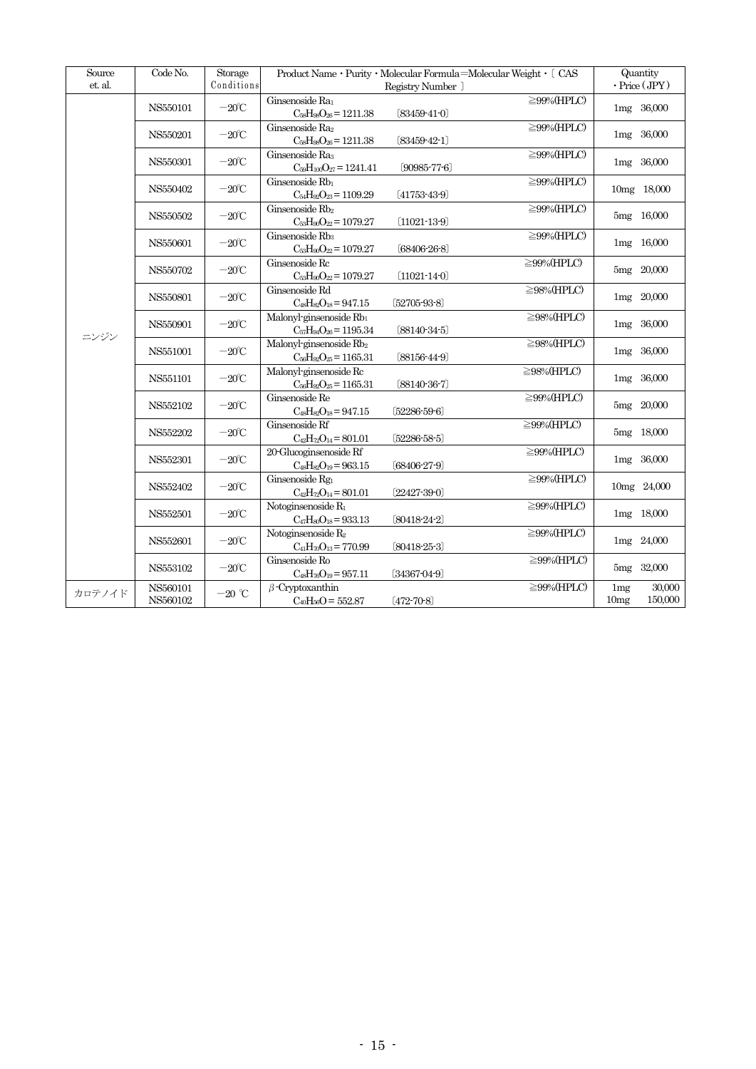| Source et. al. | Code No. | Storage Conditions | Product Name・Purity・Molecular Formula=Molecular Weight・〔 CAS Registry Number 〕 | Quantity ・Price (JPY) |
|---|---|---|---|---|
| ニンジン | NS550101 | −20℃ | Ginsenoside $Ra_1$ ≧99%(HPLC) $C_{58}H_{98}O_{26}$ = 1211.38 〔83459-41-0〕 | 1mg 36,000 |
| | NS550201 | −20℃ | Ginsenoside $Ra_2$ ≧99%(HPLC) $C_{58}H_{98}O_{26}$ = 1211.38 〔83459-42-1〕 | 1mg 36,000 |
| | NS550301 | −20℃ | Ginsenoside $Ra_3$ ≧99%(HPLC) $C_{59}H_{100}O_{27}$ = 1241.41 〔90985-77-6〕 | 1mg 36,000 |
| | NS550402 | −20℃ | Ginsenoside $Rb_1$ ≧99%(HPLC) $C_{54}H_{92}O_{23}$ = 1109.29 〔41753-43-9〕 | 10mg 18,000 |
| | NS550502 | −20℃ | Ginsenoside $Rb_2$ ≧99%(HPLC) $C_{53}H_{90}O_{22}$ = 1079.27 〔11021-13-9〕 | 5mg 16,000 |
| | NS550601 | −20℃ | Ginsenoside $Rb_3$ ≧99%(HPLC) $C_{53}H_{90}O_{22}$ = 1079.27 〔68406-26-8〕 | 1mg 16,000 |
| | NS550702 | −20℃ | Ginsenoside Rc ≧99%(HPLC) $C_{53}H_{90}O_{22}$ = 1079.27 〔11021-14-0〕 | 5mg 20,000 |
| | NS550801 | −20℃ | Ginsenoside Rd ≧98%(HPLC) $C_{48}H_{82}O_{18}$ = 947.15 〔52705-93-8〕 | 1mg 20,000 |
| | NS550901 | −20℃ | Malonyl-ginsenoside $Rb_1$ ≧98%(HPLC) $C_{57}H_{94}O_{26}$ = 1195.34 〔88140-34-5〕 | 1mg 36,000 |
| | NS551001 | −20℃ | Malonyl-ginsenoside $Rb_2$ ≧98%(HPLC) $C_{56}H_{92}O_{25}$ = 1165.31 〔88156-44-9〕 | 1mg 36,000 |
| | NS551101 | −20℃ | Malonyl-ginsenoside Rc ≧98%(HPLC) $C_{56}H_{92}O_{25}$ = 1165.31 〔88140-36-7〕 | 1mg 36,000 |
| | NS552102 | −20℃ | Ginsenoside Re ≧99%(HPLC) $C_{48}H_{82}O_{18}$ = 947.15 〔52286-59-6〕 | 5mg 20,000 |
| | NS552202 | −20℃ | Ginsenoside Rf ≧99%(HPLC) $C_{42}H_{72}O_{14}$ = 801.01 〔52286-58-5〕 | 5mg 18,000 |
| | NS552301 | −20℃ | 20-Glucoginsenoside Rf ≧99%(HPLC) $C_{48}H_{82}O_{19}$ = 963.15 〔68406-27-9〕 | 1mg 36,000 |
| | NS552402 | −20℃ | Ginsenoside $Rg_1$ ≧99%(HPLC) $C_{42}H_{72}O_{14}$ = 801.01 〔22427-39-0〕 | 10mg 24,000 |
| | NS552501 | −20℃ | Notoginsenoside $R_1$ ≧99%(HPLC) $C_{47}H_{80}O_{18}$ = 933.13 〔80418-24-2〕 | 1mg 18,000 |
| | NS552601 | −20℃ | Notoginsenoside $R_2$ ≧99%(HPLC) $C_{41}H_{70}O_{13}$ = 770.99 〔80418-25-3〕 | 1mg 24,000 |
| | NS553102 | −20℃ | Ginsenoside Ro ≧99%(HPLC) $C_{48}H_{76}O_{19}$ = 957.11 〔34367-04-9〕 | 5mg 32,000 |
| カロテノイド | NS560101<br>NS560102 | −20 ℃ | β-Cryptoxanthin ≧99%(HPLC) $C_{40}H_{56}O$ = 552.87 〔472-70-8〕 | 1mg 30,000<br>10mg 150,000 |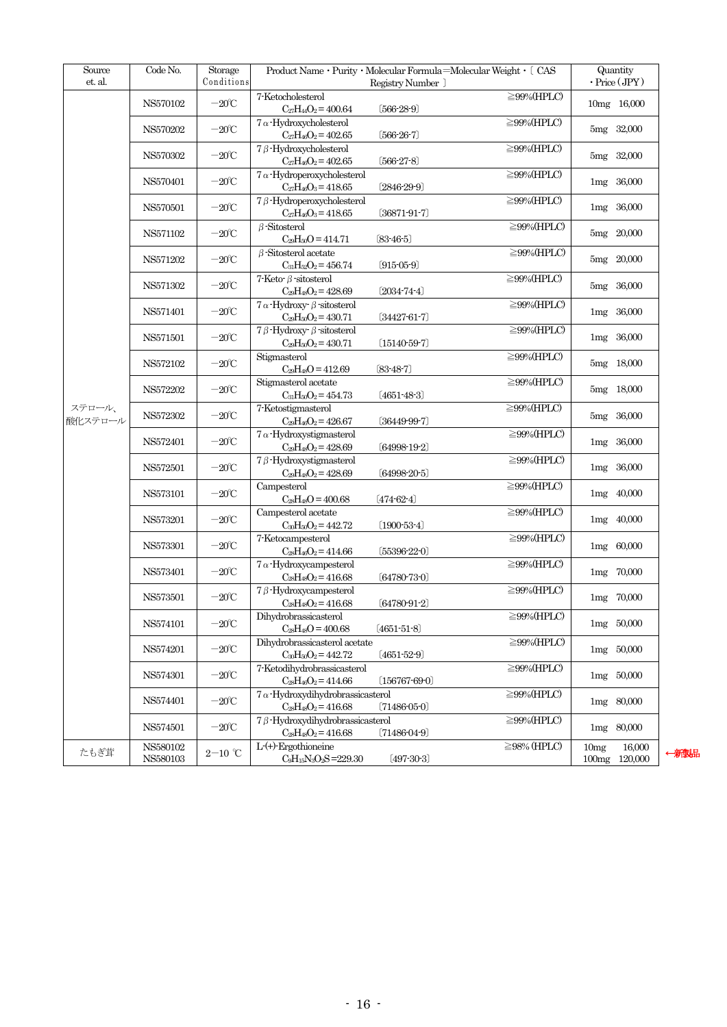| Source et. al. | Code No. | Storage Conditions | Product Name・Purity・Molecular Formula=Molecular Weight・〔CAS Registry Number〕 | Quantity・Price (JPY) |
|---|---|---|---|---|
| ステロール、酸化ステロール | NS570102 | −20℃ | 7-Ketocholesterol ≧99%(HPLC) $C_{27}H_{44}O_2$ = 400.64 〔566-28-9〕 | 10mg 16,000 |
| | NS570202 | −20℃ | 7α-Hydroxycholesterol ≧99%(HPLC) $C_{27}H_{46}O_2$ = 402.65 〔566-26-7〕 | 5mg 32,000 |
| | NS570302 | −20℃ | 7β-Hydroxycholesterol ≧99%(HPLC) $C_{27}H_{46}O_2$ = 402.65 〔566-27-8〕 | 5mg 32,000 |
| | NS570401 | −20℃ | 7α-Hydroperoxycholesterol ≧99%(HPLC) $C_{27}H_{46}O_3$ = 418.65 〔2846-29-9〕 | 1mg 36,000 |
| | NS570501 | −20℃ | 7β-Hydroperoxycholesterol ≧99%(HPLC) $C_{27}H_{46}O_3$ = 418.65 〔36871-91-7〕 | 1mg 36,000 |
| | NS571102 | −20℃ | β-Sitosterol ≧99%(HPLC) $C_{29}H_{50}O$ = 414.71 〔83-46-5〕 | 5mg 20,000 |
| | NS571202 | −20℃ | β-Sitosterol acetate ≧99%(HPLC) $C_{31}H_{52}O_2$ = 456.74 〔915-05-9〕 | 5mg 20,000 |
| | NS571302 | −20℃ | 7-Keto-β-sitosterol ≧99%(HPLC) $C_{29}H_{48}O_2$ = 428.69 〔2034-74-4〕 | 5mg 36,000 |
| | NS571401 | −20℃ | 7α-Hydroxy-β-sitosterol ≧99%(HPLC) $C_{29}H_{50}O_2$ = 430.71 〔34427-61-7〕 | 1mg 36,000 |
| | NS571501 | −20℃ | 7β-Hydroxy-β-sitosterol ≧99%(HPLC) $C_{29}H_{50}O_2$ = 430.71 〔15140-59-7〕 | 1mg 36,000 |
| | NS572102 | −20℃ | Stigmasterol ≧99%(HPLC) $C_{29}H_{48}O$ = 412.69 〔83-48-7〕 | 5mg 18,000 |
| | NS572202 | −20℃ | Stigmasterol acetate ≧99%(HPLC) $C_{31}H_{50}O_2$ = 454.73 〔4651-48-3〕 | 5mg 18,000 |
| | NS572302 | −20℃ | 7-Ketostigmasterol ≧99%(HPLC) $C_{29}H_{46}O_2$ = 426.67 〔36449-99-7〕 | 5mg 36,000 |
| | NS572401 | −20℃ | 7α-Hydroxystigmasterol ≧99%(HPLC) $C_{29}H_{48}O_2$ = 428.69 〔64998-19-2〕 | 1mg 36,000 |
| | NS572501 | −20℃ | 7β-Hydroxystigmasterol ≧99%(HPLC) $C_{29}H_{48}O_2$ = 428.69 〔64998-20-5〕 | 1mg 36,000 |
| | NS573101 | −20℃ | Campesterol ≧99%(HPLC) $C_{28}H_{48}O$ = 400.68 〔474-62-4〕 | 1mg 40,000 |
| | NS573201 | −20℃ | Campesterol acetate ≧99%(HPLC) $C_{30}H_{50}O_2$ = 442.72 〔1900-53-4〕 | 1mg 40,000 |
| | NS573301 | −20℃ | 7-Ketocampesterol ≧99%(HPLC) $C_{28}H_{46}O_2$ = 414.66 〔55396-22-0〕 | 1mg 60,000 |
| | NS573401 | −20℃ | 7α-Hydroxycampesterol ≧99%(HPLC) $C_{28}H_{48}O_2$ = 416.68 〔64780-73-0〕 | 1mg 70,000 |
| | NS573501 | −20℃ | 7β-Hydroxycampesterol ≧99%(HPLC) $C_{28}H_{48}O_2$ = 416.68 〔64780-91-2〕 | 1mg 70,000 |
| | NS574101 | −20℃ | Dihydrobrassicasterol ≧99%(HPLC) $C_{28}H_{48}O$ = 400.68 〔4651-51-8〕 | 1mg 50,000 |
| | NS574201 | −20℃ | Dihydrobrassicasterol acetate ≧99%(HPLC) $C_{30}H_{50}O_2$ = 442.72 〔4651-52-9〕 | 1mg 50,000 |
| | NS574301 | −20℃ | 7-Ketodihydrobrassicasterol ≧99%(HPLC) $C_{28}H_{46}O_2$ = 414.66 〔156767-69-0〕 | 1mg 50,000 |
| | NS574401 | −20℃ | 7α-Hydroxydihydrobrassicasterol ≧99%(HPLC) $C_{28}H_{48}O_2$ = 416.68 〔71486-05-0〕 | 1mg 80,000 |
| | NS574501 | −20℃ | 7β-Hydroxydihydrobrassicasterol ≧99%(HPLC) $C_{28}H_{48}O_2$ = 416.68 〔71486-04-9〕 | 1mg 80,000 |
| たもぎ茸 | NS580102<br>NS580103 | 2−10 ℃ | L-(+)-Ergothioneine ≧98% (HPLC) $C_9H_{15}N_3O_2S$ = 229.30 〔497-30-3〕 | 10mg 16,000<br>100mg 120,000 ←新製品 |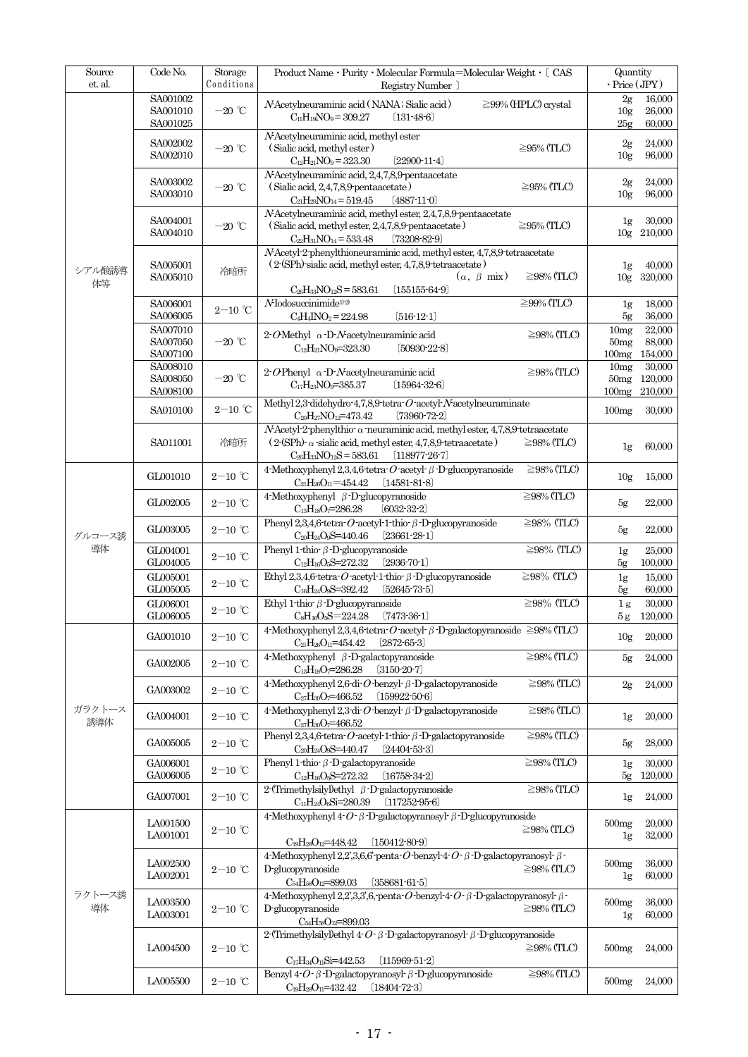| Source et. al. | Code No. | Storage Conditions | Product Name・Purity・Molecular Formula=Molecular Weight・〔CAS Registry Number〕 | Quantity ・Price (JPY) |
|---|---|---|---|---|
| シアル酸誘導体等 | SA001002<br>SA001010<br>SA001025 | −20 ℃ | *N*-Acetylneuraminic acid (NANA; Sialic acid) ≧99% (HPLC) crystal<br>$C_{11}H_{19}NO_9$ = 309.27 〔131-48-6〕 | 2g 16,000<br>10g 26,000<br>25g 60,000 |
| | SA002002<br>SA002010 | −20 ℃ | *N*-Acetylneuraminic acid, methyl ester<br>(Sialic acid, methyl ester) ≧95% (TLC)<br>$C_{12}H_{21}NO_9$ = 323.30 〔22900-11-4〕 | 2g 24,000<br>10g 96,000 |
| | SA003002<br>SA003010 | −20 ℃ | *N*-Acetylneuraminic acid, 2,4,7,8,9-pentaacetate<br>(Sialic acid, 2,4,7,8,9-pentaacetate) ≧95% (TLC)<br>$C_{21}H_{29}NO_{14}$ = 519.45 〔4887-11-0〕 | 2g 24,000<br>10g 96,000 |
| | SA004001<br>SA004010 | −20 ℃ | *N*-Acetylneuraminic acid, methyl ester, 2,4,7,8,9-pentaacetate<br>(Sialic acid, methyl ester, 2,4,7,8,9-pentaacetate) ≧95% (TLC)<br>$C_{22}H_{31}NO_{14}$ = 533.48 〔73208-82-9〕 | 1g 30,000<br>10g 210,000 |
| | SA005001<br>SA005010 | 冷暗所 | *N*-Acetyl-2-phenylthioneuraminic acid, methyl ester, 4,7,8,9-tetraacetate<br>(2-(SPh)-sialic acid, methyl ester, 4,7,8,9-tetraacetate)<br>(α, β mix) ≧98% (TLC)<br>$C_{26}H_{33}NO_{12}S$ = 583.61 〔155155-64-9〕 | 1g 40,000<br>10g 320,000 |
| | SA006001<br>SA006005 | 2−10 ℃ | *N*-Iodosuccinimide[1)-2)] ≧99% (TLC)<br>$C_4H_4INO_2$ = 224.98 〔516-12-1〕 | 1g 18,000<br>5g 36,000 |
| | SA007010<br>SA007050<br>SA007100 | −20 ℃ | 2-*O*-Methyl α-D-*N*-acetylneuraminic acid ≧98% (TLC)<br>$C_{12}H_{21}NO_9$=323.30 〔50930-22-8〕 | 10mg 22,000<br>50mg 88,000<br>100mg 154,000 |
| | SA008010<br>SA008050<br>SA008100 | −20 ℃ | 2-*O*-Phenyl α-D-*N*-acetylneuraminic acid ≧98% (TLC)<br>$C_{17}H_{23}NO_9$=385.37 〔15964-32-6〕 | 10mg 30,000<br>50mg 120,000<br>100mg 210,000 |
| | SA010100 | 2−10 ℃ | Methyl 2,3-didehydro-4,7,8,9-tetra-*O*-acetyl-*N*-acetylneuraminate<br>$C_{20}H_{27}NO_{12}$=473.42 〔73960-72-2〕 | 100mg 30,000 |
| | SA011001 | 冷暗所 | *N*-Acetyl-2-phenylthio-α-neuraminic acid, methyl ester, 4,7,8,9-tetraacetate<br>(2-(SPh)-α-sialic acid, methyl ester, 4,7,8,9-tetraacetate) ≧98% (TLC)<br>$C_{26}H_{33}NO_{12}S$ = 583.61 〔118977-26-7〕 | 1g 60,000 |
| グルコース誘導体 | GL001010 | 2−10 ℃ | 4-Methoxyphenyl 2,3,4,6-tetra-*O*-acetyl-β-D-glucopyranoside ≧98% (TLC)<br>$C_{21}H_{26}O_{11}$=454.42 〔14581-81-8〕 | 10g 15,000 |
| | GL002005 | 2−10 ℃ | 4-Methoxyphenyl β-D-glucopyranoside ≧98% (TLC)<br>$C_{13}H_{18}O_7$=286.28 〔6032-32-2〕 | 5g 22,000 |
| | GL003005 | 2−10 ℃ | Phenyl 2,3,4,6-tetra-*O*-acetyl-1-thio-β-D-glucopyranoside ≧98% (TLC)<br>$C_{20}H_{24}O_9S$=440.46 〔23661-28-1〕 | 5g 22,000 |
| | GL004001<br>GL004005 | 2−10 ℃ | Phenyl 1-thio-β-D-glucopyranoside ≧98% (TLC)<br>$C_{12}H_{16}O_5S$=272.32 〔2936-70-1〕 | 1g 25,000<br>5g 100,000 |
| | GL005001<br>GL005005 | 2−10 ℃ | Ethyl 2,3,4,6-tetra-*O*-acetyl-1-thio-β-D-glucopyranoside ≧98% (TLC)<br>$C_{16}H_{24}O_9S$=392.42 〔52645-73-5〕 | 1g 15,000<br>5g 60,000 |
| | GL006001<br>GL006005 | 2−10 ℃ | Ethyl 1-thio-β-D-glucopyranoside ≧98% (TLC)<br>$C_8H_{16}O_5S$=224.28 〔7473-36-1〕 | 1g 30,000<br>5g 120,000 |
| ガラクトース誘導体 | GA001010 | 2−10 ℃ | 4-Methoxyphenyl 2,3,4,6-tetra-*O*-acetyl-β-D-galactopyranoside ≧98% (TLC)<br>$C_{21}H_{26}O_{11}$=454.42 〔2872-65-3〕 | 10g 20,000 |
| | GA002005 | 2−10 ℃ | 4-Methoxyphenyl β-D-galactopyranoside ≧98% (TLC)<br>$C_{13}H_{18}O_7$=286.28 〔3150-20-7〕 | 5g 24,000 |
| | GA003002 | 2−10 ℃ | 4-Methoxyphenyl 2,6-di-*O*-benzyl-β-D-galactopyranoside ≧98% (TLC)<br>$C_{27}H_{30}O_7$=466.52 〔159922-50-6〕 | 2g 24,000 |
| | GA004001 | 2−10 ℃ | 4-Methoxyphenyl 2,3-di-*O*-benzyl-β-D-galactopyranoside ≧98% (TLC)<br>$C_{27}H_{30}O_7$=466.52 | 1g 20,000 |
| | GA005005 | 2−10 ℃ | Phenyl 2,3,4,6-tetra-*O*-acetyl-1-thio-β-D-galactopyranoside ≧98% (TLC)<br>$C_{20}H_{24}O_9S$=440.47 〔24404-53-3〕 | 5g 28,000 |
| | GA006001<br>GA006005 | 2−10 ℃ | Phenyl 1-thio-β-D-galactopyranoside ≧98% (TLC)<br>$C_{12}H_{16}O_5S$=272.32 〔16758-34-2〕 | 1g 30,000<br>5g 120,000 |
| | GA007001 | 2−10 ℃ | 2-(Trimethylsilyl)ethyl β-D-galactopyranoside ≧98% (TLC)<br>$C_{11}H_{24}O_6Si$=280.39 〔117252-95-6〕 | 1g 24,000 |
| ラクトース誘導体 | LA001500<br>LA001001 | 2−10 ℃ | 4-Methoxyphenyl 4-*O*-β-D-galactopyranosyl-β-D-glucopyranoside<br>≧98% (TLC)<br>$C_{19}H_{28}O_{12}$=448.42 〔150412-80-9〕 | 500mg 20,000<br>1g 32,000 |
| | LA002500<br>LA002001 | 2−10 ℃ | 4-Methoxyphenyl 2,2',3,6,6'-penta-*O*-benzyl-4-*O*-β-D-galactopyranosyl-β-D-glucopyranoside ≧98% (TLC)<br>$C_{54}H_{58}O_{12}$=899.03 〔358681-61-5〕 | 500mg 36,000<br>1g 60,000 |
| | LA003500<br>LA003001 | 2−10 ℃ | 4-Methoxyphenyl 2,2',3,3',6,-penta-*O*-benzyl-4-*O*-β-D-galactopyranosyl-β-D-glucopyranoside ≧98% (TLC)<br>$C_{54}H_{58}O_{12}$=899.03 | 500mg 36,000<br>1g 60,000 |
| | LA004500 | 2−10 ℃ | 2-(Trimethylsilyl)ethyl 4-*O*-β-D-galactopyranosyl-β-D-glucopyranoside<br>≧98% (TLC)<br>$C_{17}H_{34}O_{11}Si$=442.53 〔115969-51-2〕 | 500mg 24,000 |
| | LA005500 | 2−10 ℃ | Benzyl 4-*O*-β-D-galactopyranosyl-β-D-glucopyranoside ≧98% (TLC)<br>$C_{19}H_{28}O_{11}$=432.42 〔18404-72-3〕 | 500mg 24,000 |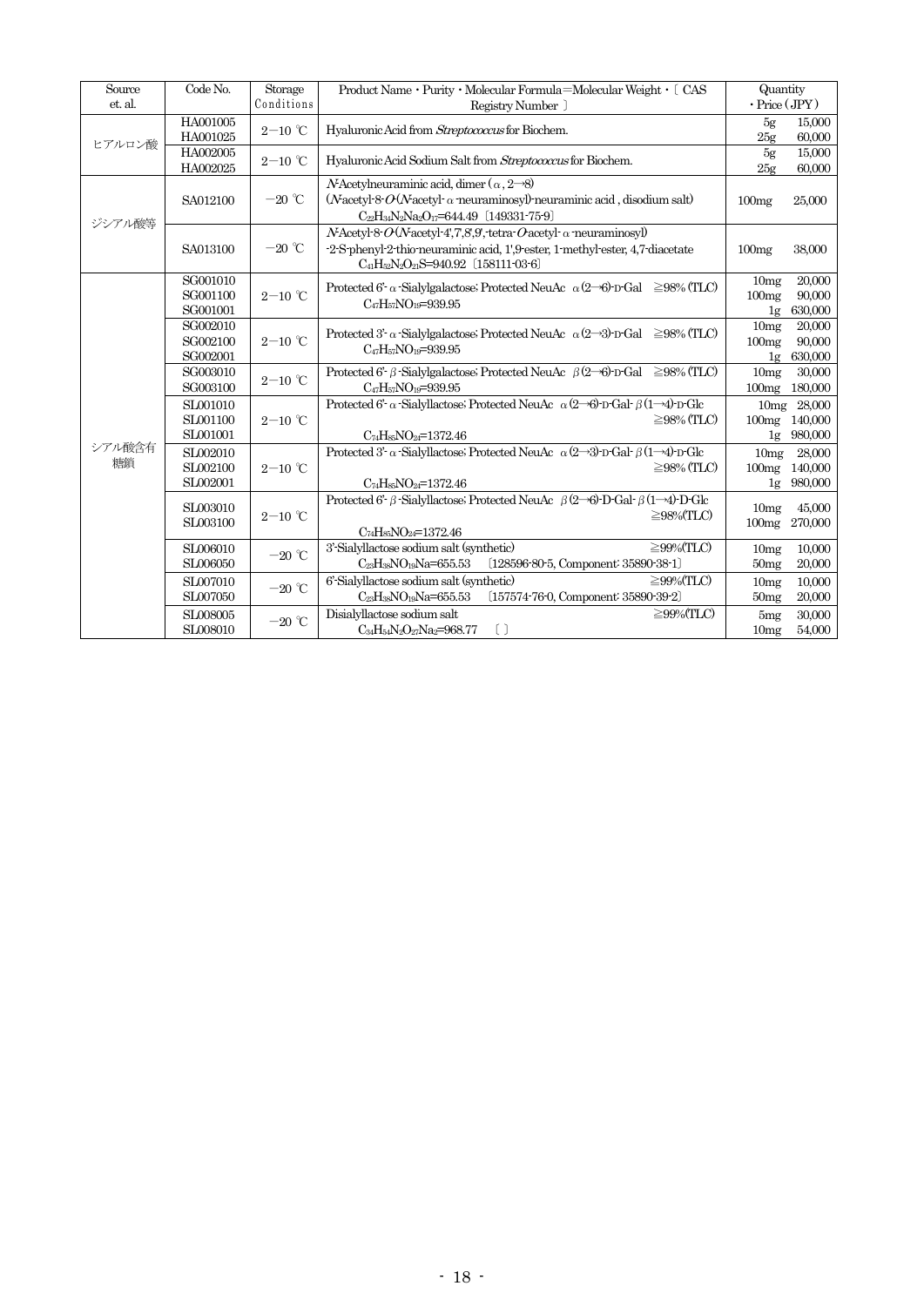| Source et. al. | Code No. | Storage Conditions | Product Name・Purity・Molecular Formula=Molecular Weight・〔 CAS Registry Number 〕 | Quantity ・Price (JPY) |
|---|---|---|---|---|
| ヒアルロン酸 | HA001005<br>HA001025 | 2−10 ℃ | Hyaluronic Acid from *Streptococcus* for Biochem. | 5g 15,000<br>25g 60,000 |
| | HA002005<br>HA002025 | 2−10 ℃ | Hyaluronic Acid Sodium Salt from *Streptococcus* for Biochem. | 5g 15,000<br>25g 60,000 |
| ジシアル酸等 | SA012100 | −20 ℃ | *N*-Acetylneuraminic acid, dimer (α, 2→8)<br>(*N*-acetyl-8-*O*-(*N*-acetyl-α-neuraminosyl)-neuraminic acid , disodium salt)<br>$C_{22}H_{34}N_2Na_2O_{17}$=644.49 〔149331-75-9〕 | 100mg 25,000 |
| | SA013100 | −20 ℃ | *N*-Acetyl-8-*O*-(*N*-acetyl-4',7,8',9',-tetra-*O*-acetyl-α-neuraminosyl)<br>-2-S-phenyl-2-thio-neuraminic acid, 1',9-ester, 1-methyl-ester, 4,7-diacetate<br>$C_{41}H_{52}N_2O_{21}S$=940.92 〔158111-03-6〕 | 100mg 38,000 |
| シアル酸含有糖鎖 | SG001010<br>SG001100<br>SG001001 | 2−10 ℃ | Protected 6'-α-Sialylgalactose; Protected NeuAc α(2→6)-D-Gal ≧98% (TLC)<br>$C_{47}H_{57}NO_{19}$=939.95 | 10mg 20,000<br>100mg 90,000<br>1g 630,000 |
| | SG002010<br>SG002100<br>SG002001 | 2−10 ℃ | Protected 3'-α-Sialylgalactose; Protected NeuAc α(2→3)-D-Gal ≧98% (TLC)<br>$C_{47}H_{57}NO_{19}$=939.95 | 10mg 20,000<br>100mg 90,000<br>1g 630,000 |
| | SG003010<br>SG003100 | 2−10 ℃ | Protected 6'-β-Sialylgalactose; Protected NeuAc β(2→6)-D-Gal ≧98% (TLC)<br>$C_{47}H_{57}NO_{19}$=939.95 | 10mg 30,000<br>100mg 180,000 |
| | SL001010<br>SL001100<br>SL001001 | 2−10 ℃ | Protected 6'-α-Sialyllactose; Protected NeuAc α(2→6)-D-Gal-β(1→4)-D-Glc ≧98% (TLC)<br>$C_{74}H_{85}NO_{24}$=1372.46 | 10mg 28,000<br>100mg 140,000<br>1g 980,000 |
| | SL002010<br>SL002100<br>SL002001 | 2−10 ℃ | Protected 3'-α-Sialyllactose; Protected NeuAc α(2→3)-D-Gal-β(1→4)-D-Glc ≧98% (TLC)<br>$C_{74}H_{85}NO_{24}$=1372.46 | 10mg 28,000<br>100mg 140,000<br>1g 980,000 |
| | SL003010<br>SL003100 | 2−10 ℃ | Protected 6'-β-Sialyllactose; Protected NeuAc β(2→6)-D-Gal-β(1→4)-D-Glc ≧98%(TLC)<br>$C_{74}H_{85}NO_{24}$=1372.46 | 10mg 45,000<br>100mg 270,000 |
| | SL006010<br>SL006050 | −20 ℃ | 3'-Sialyllactose sodium salt (synthetic) ≧99%(TLC)<br>$C_{23}H_{38}NO_{19}Na$=655.53 〔128596-80-5, Component: 35890-38-1〕 | 10mg 10,000<br>50mg 20,000 |
| | SL007010<br>SL007050 | −20 ℃ | 6'-Sialyllactose sodium salt (synthetic) ≧99%(TLC)<br>$C_{23}H_{38}NO_{19}Na$=655.53 〔157574-76-0, Component: 35890-39-2〕 | 10mg 10,000<br>50mg 20,000 |
| | SL008005<br>SL008010 | −20 ℃ | Disialyllactose sodium salt ≧99%(TLC)<br>$C_{34}H_{54}N_2O_{27}Na_2$=968.77 〔 〕 | 5mg 30,000<br>10mg 54,000 |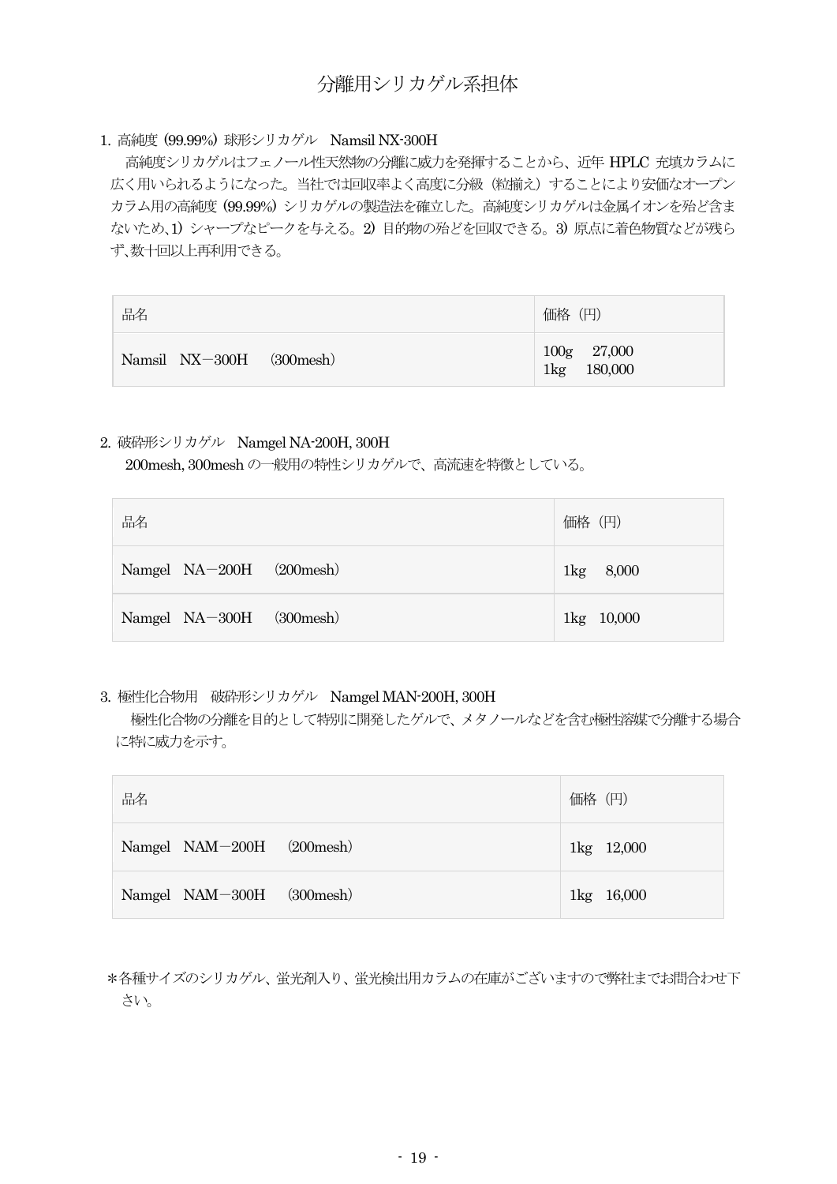# 分離用シリカゲル系担体

## 1. 高純度 (99.99%) 球形シリカゲル　Namsil NX-300H

高純度シリカゲルはフェノール性天然物の分離に威力を発揮することから、近年 HPLC 充填カラムに広く用いられるようになった。当社では回収率よく高度に分級（粒揃え）することにより安価なオープンカラム用の高純度 (99.99%) シリカゲルの製造法を確立した。高純度シリカゲルは金属イオンを殆ど含まないため、1) シャープなピークを与える。2) 目的物の殆どを回収できる。3) 原点に着色物質などが残らず、数十回以上再利用できる。

| 品名 | 価格（円） |
| --- | --- |
| Namsil　NX－300H　(300mesh) | 100g　27,000<br>1kg　180,000 |

## 2. 破砕形シリカゲル　Namgel NA-200H, 300H

200mesh, 300mesh の一般用の特性シリカゲルで、高流速を特徴としている。

| 品名 | 価格（円） |
| --- | --- |
| Namgel　NA－200H　(200mesh) | 1kg　8,000 |
| Namgel　NA－300H　(300mesh) | 1kg　10,000 |

## 3. 極性化合物用　破砕形シリカゲル　Namgel MAN-200H, 300H

極性化合物の分離を目的として特別に開発したゲルで、メタノールなどを含む極性溶媒で分離する場合に特に威力を示す。

| 品名 | 価格（円） |
| --- | --- |
| Namgel　NAM－200H　(200mesh) | 1kg　12,000 |
| Namgel　NAM－300H　(300mesh) | 1kg　16,000 |

＊各種サイズのシリカゲル、蛍光剤入り、蛍光検出用カラムの在庫がございますので弊社までお問合わせ下さい。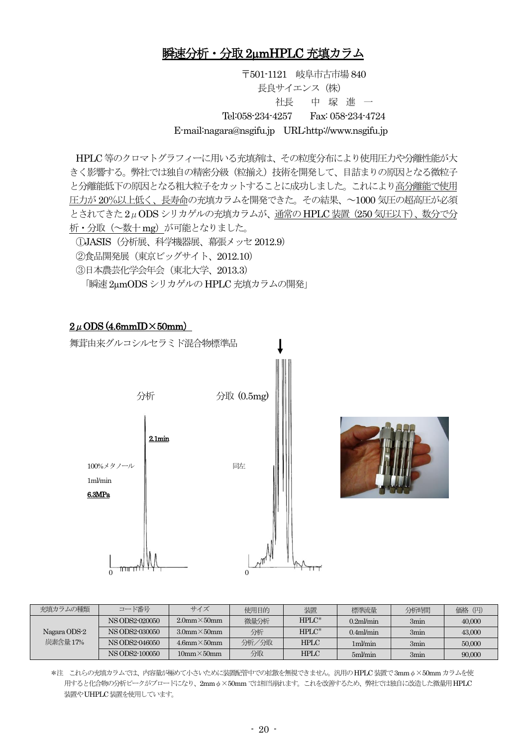# 瞬速分析・分取 2μmHPLC 充填カラム

〒501-1121　岐阜市古市場 840

長良サイエンス（株）

社長　　中 塚 進 一

Tel:058-234-4257　　Fax: 058-234-4724

E-mail:nagara@nsgifu.jp　URL:http://www.nsgifu.jp

HPLC 等のクロマトグラフィーに用いる充填剤は、その粒度分布により使用圧力や分離性能が大きく影響する。弊社では独自の精密分級（粒揃え）技術を開発して、目詰まりの原因となる微粒子と分離能低下の原因となる粗大粒子をカットすることに成功しました。これにより高分離能で使用圧力が 20%以上低く、長寿命の充填カラムを開発できた。その結果、～1000 気圧の超高圧が必須とされてきた 2μODS シリカゲルの充填カラムが、通常の HPLC 装置（250 気圧以下）、数分で分析・分取（～数十 mg）が可能となりました。

①JASIS（分析展、科学機器展、幕張メッセ 2012.9）

②食品開発展（東京ビッグサイト、2012.10）

③日本農芸化学会年会（東北大学、2013.3）

「瞬速 2μmODS シリカゲルの HPLC 充填カラムの開発」

## 2μODS (4.6mmID×50mm)

舞茸由来グルコシルセラミド混合物標準品

分析

2.1min

100%メタノール

1ml/min

6.3MPa

0

分取 (0.5mg)

同左

0

| 充填カラムの種類 | コード番号 | サイズ | 使用目的 | 装置 | 標準流量 | 分析時間 | 価格（円） |
|---|---|---|---|---|---|---|---|
| Nagara ODS-2 炭素含量 17% | NS ODS2-020050 | 2.0mm×50mm | 微量分析 | HPLC* | 0.2ml/min | 3min | 40,000 |
| | NS ODS2-030050 | 3.0mm×50mm | 分析 | HPLC* | 0.4ml/min | 3min | 43,000 |
| | NS ODS2-046050 | 4.6mm×50mm | 分析／分取 | HPLC | 1ml/min | 3min | 50,000 |
| | NS ODS2-100050 | 10mm×50mm | 分取 | HPLC | 5ml/min | 3min | 90,000 |

＊注　これらの充填カラムでは、内容量が極めて小さいために装置配管中での拡散を無視できません。汎用の HPLC 装置で 3mmφ×50mm カラムを使用すると化合物の分析ピークがブロードになり、2mmφ×50mm では相当崩れます。これを改善するため、弊社では独自に改造した微量用 HPLC 装置や UHPLC 装置を使用しています。